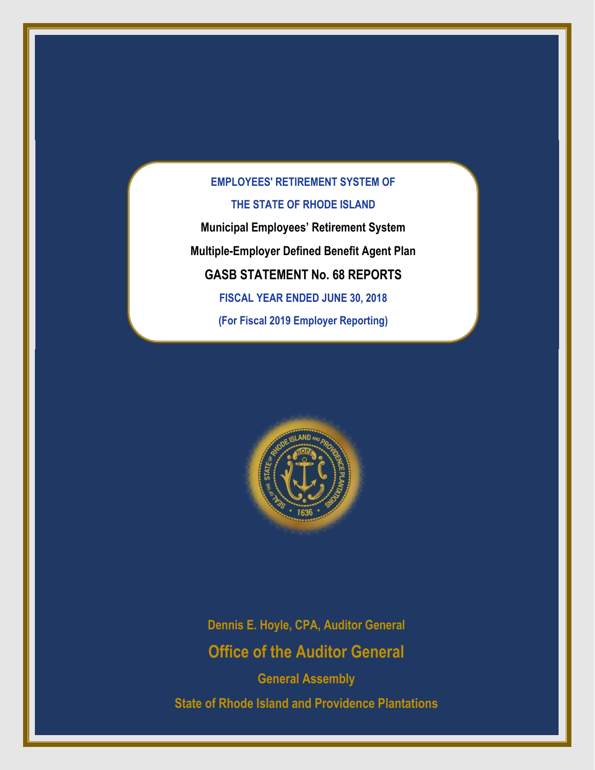# EMPLOYEES' RETIREMENT SYSTEM OF THE STATE OF RHODE ISLAND

## Municipal Employees' Retirement System

## Multiple-Employer Defined Benefit Agent Plan

## GASB STATEMENT No. 68 REPORTS

**FISCAL YEAR ENDED JUNE 30, 2018**

**(For Fiscal 2019 Employer Reporting)**

**Dennis E. Hoyle, CPA, Auditor General**

**Office of the Auditor General**

**General Assembly**

**State of Rhode Island and Providence Plantations**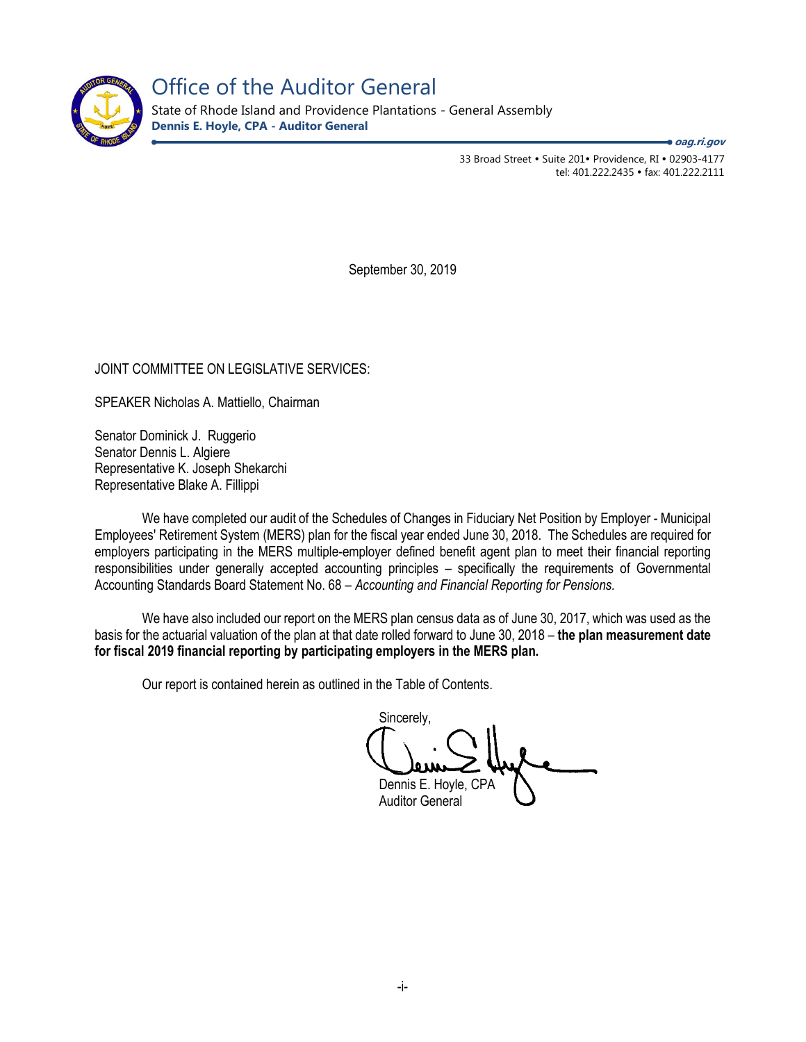# Office of the Auditor General

State of Rhode Island and Providence Plantations - General Assembly

**Dennis E. Hoyle, CPA - Auditor General**

*oag.ri.gov*

33 Broad Street • Suite 201• Providence, RI • 02903-4177
tel: 401.222.2435 • fax: 401.222.2111

September 30, 2019

JOINT COMMITTEE ON LEGISLATIVE SERVICES:

SPEAKER Nicholas A. Mattiello, Chairman

Senator Dominick J. Ruggerio
Senator Dennis L. Algiere
Representative K. Joseph Shekarchi
Representative Blake A. Fillippi

We have completed our audit of the Schedules of Changes in Fiduciary Net Position by Employer - Municipal Employees' Retirement System (MERS) plan for the fiscal year ended June 30, 2018. The Schedules are required for employers participating in the MERS multiple-employer defined benefit agent plan to meet their financial reporting responsibilities under generally accepted accounting principles – specifically the requirements of Governmental Accounting Standards Board Statement No. 68 – *Accounting and Financial Reporting for Pensions.*

We have also included our report on the MERS plan census data as of June 30, 2017, which was used as the basis for the actuarial valuation of the plan at that date rolled forward to June 30, 2018 – **the plan measurement date for fiscal 2019 financial reporting by participating employers in the MERS plan.**

Our report is contained herein as outlined in the Table of Contents.

Sincerely,

Dennis E. Hoyle, CPA
Auditor General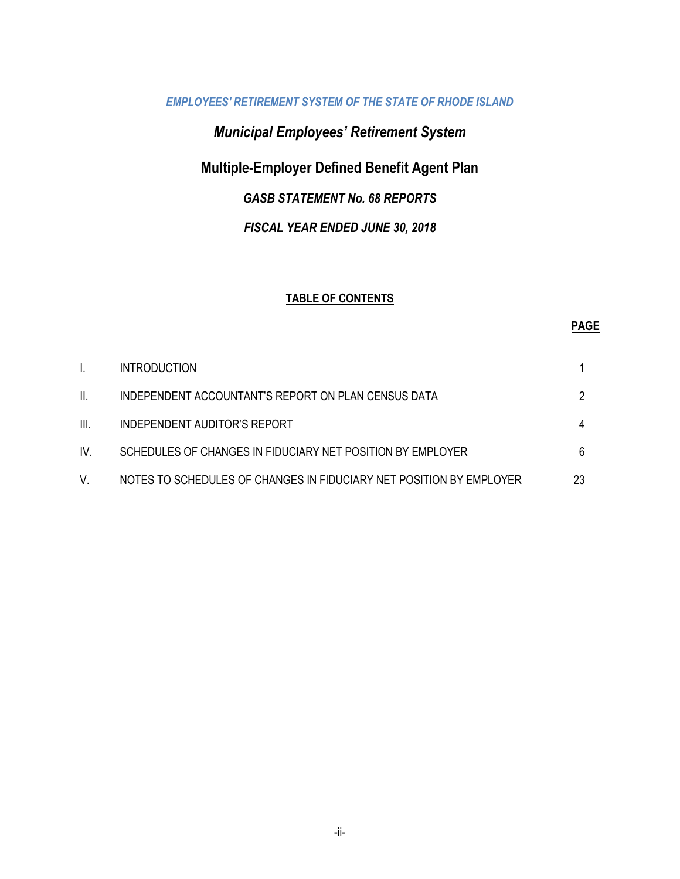*EMPLOYEES' RETIREMENT SYSTEM OF THE STATE OF RHODE ISLAND*

## *Municipal Employees' Retirement System*

## Multiple-Employer Defined Benefit Agent Plan

### *GASB STATEMENT No. 68 REPORTS*

### *FISCAL YEAR ENDED JUNE 30, 2018*

**TABLE OF CONTENTS**

| | | **PAGE** |
|---|---|---|
| I. | INTRODUCTION | 1 |
| II. | INDEPENDENT ACCOUNTANT'S REPORT ON PLAN CENSUS DATA | 2 |
| III. | INDEPENDENT AUDITOR'S REPORT | 4 |
| IV. | SCHEDULES OF CHANGES IN FIDUCIARY NET POSITION BY EMPLOYER | 6 |
| V. | NOTES TO SCHEDULES OF CHANGES IN FIDUCIARY NET POSITION BY EMPLOYER | 23 |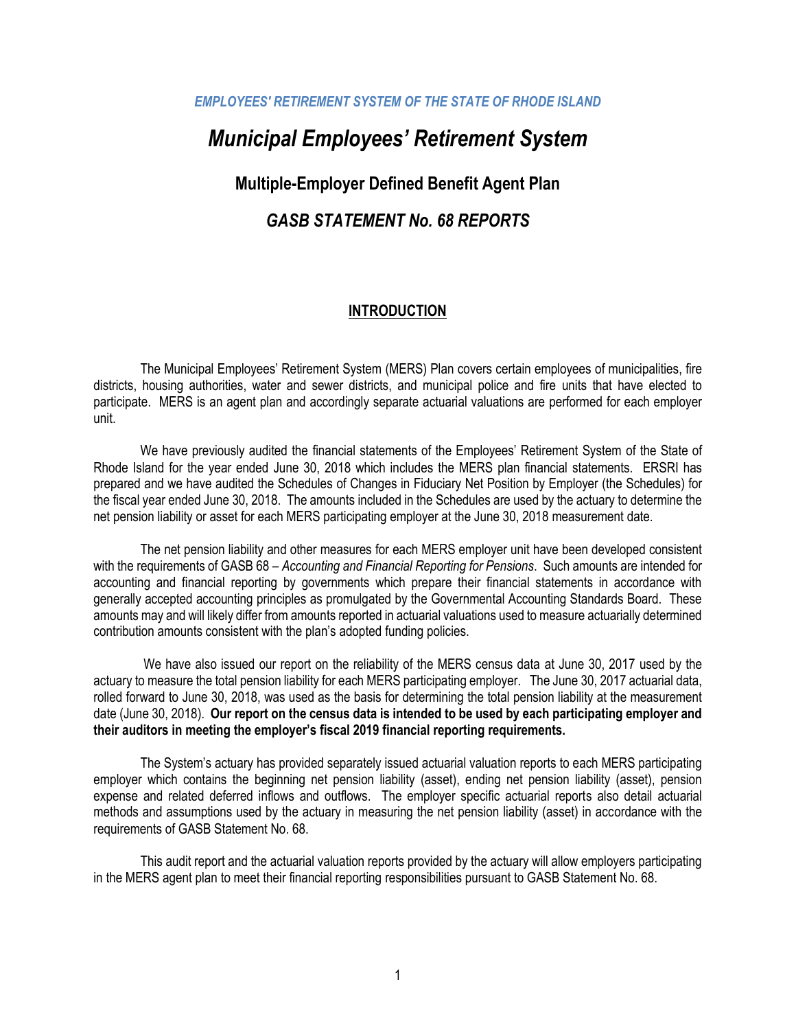*EMPLOYEES' RETIREMENT SYSTEM OF THE STATE OF RHODE ISLAND*

# *Municipal Employees' Retirement System*

## Multiple-Employer Defined Benefit Agent Plan

## *GASB STATEMENT No. 68 REPORTS*

### INTRODUCTION

The Municipal Employees' Retirement System (MERS) Plan covers certain employees of municipalities, fire districts, housing authorities, water and sewer districts, and municipal police and fire units that have elected to participate. MERS is an agent plan and accordingly separate actuarial valuations are performed for each employer unit.

We have previously audited the financial statements of the Employees' Retirement System of the State of Rhode Island for the year ended June 30, 2018 which includes the MERS plan financial statements. ERSRI has prepared and we have audited the Schedules of Changes in Fiduciary Net Position by Employer (the Schedules) for the fiscal year ended June 30, 2018. The amounts included in the Schedules are used by the actuary to determine the net pension liability or asset for each MERS participating employer at the June 30, 2018 measurement date.

The net pension liability and other measures for each MERS employer unit have been developed consistent with the requirements of GASB 68 – *Accounting and Financial Reporting for Pensions*. Such amounts are intended for accounting and financial reporting by governments which prepare their financial statements in accordance with generally accepted accounting principles as promulgated by the Governmental Accounting Standards Board. These amounts may and will likely differ from amounts reported in actuarial valuations used to measure actuarially determined contribution amounts consistent with the plan's adopted funding policies.

We have also issued our report on the reliability of the MERS census data at June 30, 2017 used by the actuary to measure the total pension liability for each MERS participating employer. The June 30, 2017 actuarial data, rolled forward to June 30, 2018, was used as the basis for determining the total pension liability at the measurement date (June 30, 2018). **Our report on the census data is intended to be used by each participating employer and their auditors in meeting the employer's fiscal 2019 financial reporting requirements.**

The System's actuary has provided separately issued actuarial valuation reports to each MERS participating employer which contains the beginning net pension liability (asset), ending net pension liability (asset), pension expense and related deferred inflows and outflows. The employer specific actuarial reports also detail actuarial methods and assumptions used by the actuary in measuring the net pension liability (asset) in accordance with the requirements of GASB Statement No. 68.

This audit report and the actuarial valuation reports provided by the actuary will allow employers participating in the MERS agent plan to meet their financial reporting responsibilities pursuant to GASB Statement No. 68.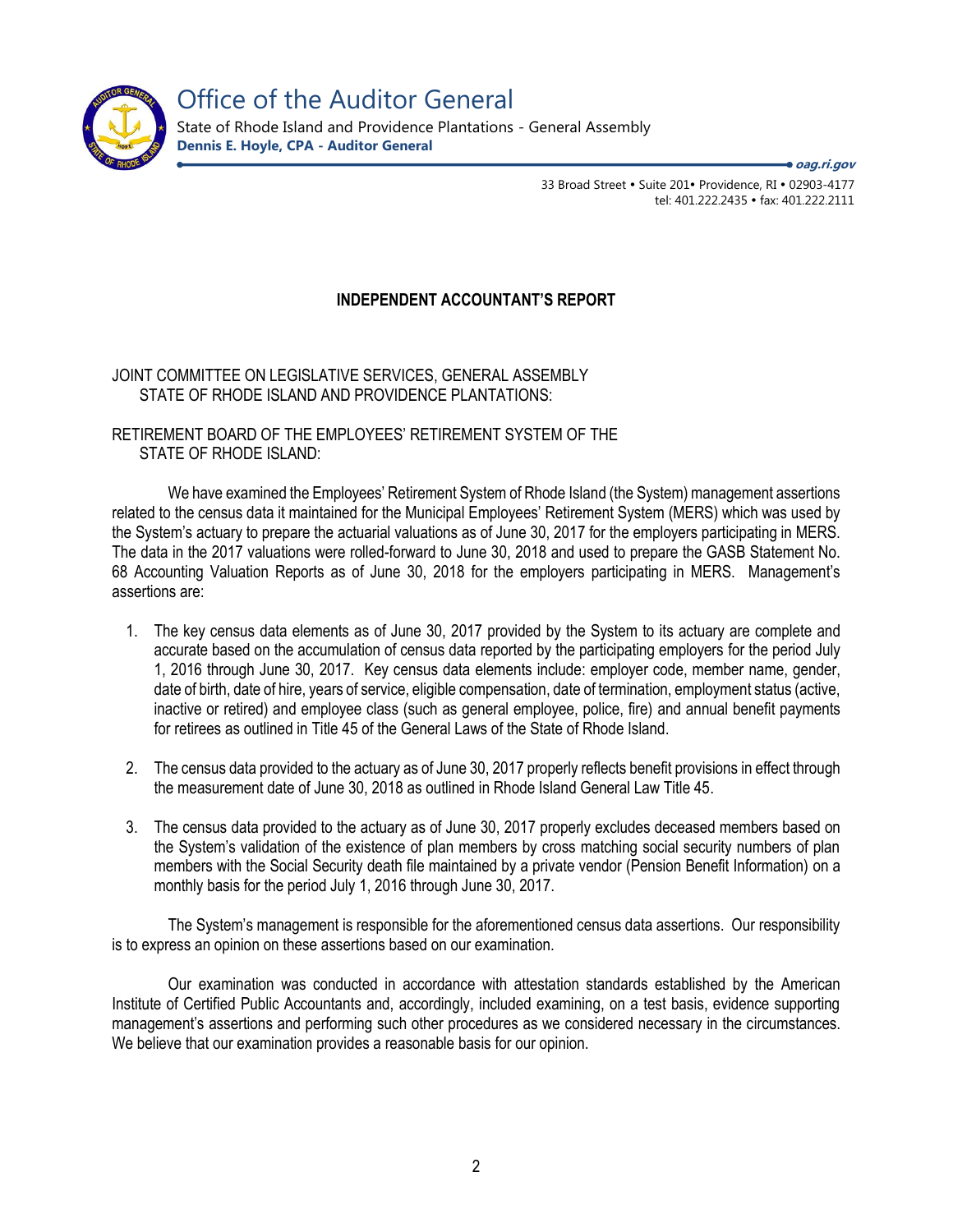# Office of the Auditor General

State of Rhode Island and Providence Plantations - General Assembly
**Dennis E. Hoyle, CPA - Auditor General**

***oag.ri.gov***

33 Broad Street • Suite 201• Providence, RI • 02903-4177
tel: 401.222.2435 • fax: 401.222.2111

## INDEPENDENT ACCOUNTANT'S REPORT

JOINT COMMITTEE ON LEGISLATIVE SERVICES, GENERAL ASSEMBLY
STATE OF RHODE ISLAND AND PROVIDENCE PLANTATIONS:

RETIREMENT BOARD OF THE EMPLOYEES' RETIREMENT SYSTEM OF THE
STATE OF RHODE ISLAND:

We have examined the Employees' Retirement System of Rhode Island (the System) management assertions related to the census data it maintained for the Municipal Employees' Retirement System (MERS) which was used by the System's actuary to prepare the actuarial valuations as of June 30, 2017 for the employers participating in MERS. The data in the 2017 valuations were rolled-forward to June 30, 2018 and used to prepare the GASB Statement No. 68 Accounting Valuation Reports as of June 30, 2018 for the employers participating in MERS. Management's assertions are:

1. The key census data elements as of June 30, 2017 provided by the System to its actuary are complete and accurate based on the accumulation of census data reported by the participating employers for the period July 1, 2016 through June 30, 2017. Key census data elements include: employer code, member name, gender, date of birth, date of hire, years of service, eligible compensation, date of termination, employment status (active, inactive or retired) and employee class (such as general employee, police, fire) and annual benefit payments for retirees as outlined in Title 45 of the General Laws of the State of Rhode Island.

2. The census data provided to the actuary as of June 30, 2017 properly reflects benefit provisions in effect through the measurement date of June 30, 2018 as outlined in Rhode Island General Law Title 45.

3. The census data provided to the actuary as of June 30, 2017 properly excludes deceased members based on the System's validation of the existence of plan members by cross matching social security numbers of plan members with the Social Security death file maintained by a private vendor (Pension Benefit Information) on a monthly basis for the period July 1, 2016 through June 30, 2017.

The System's management is responsible for the aforementioned census data assertions. Our responsibility is to express an opinion on these assertions based on our examination.

Our examination was conducted in accordance with attestation standards established by the American Institute of Certified Public Accountants and, accordingly, included examining, on a test basis, evidence supporting management's assertions and performing such other procedures as we considered necessary in the circumstances. We believe that our examination provides a reasonable basis for our opinion.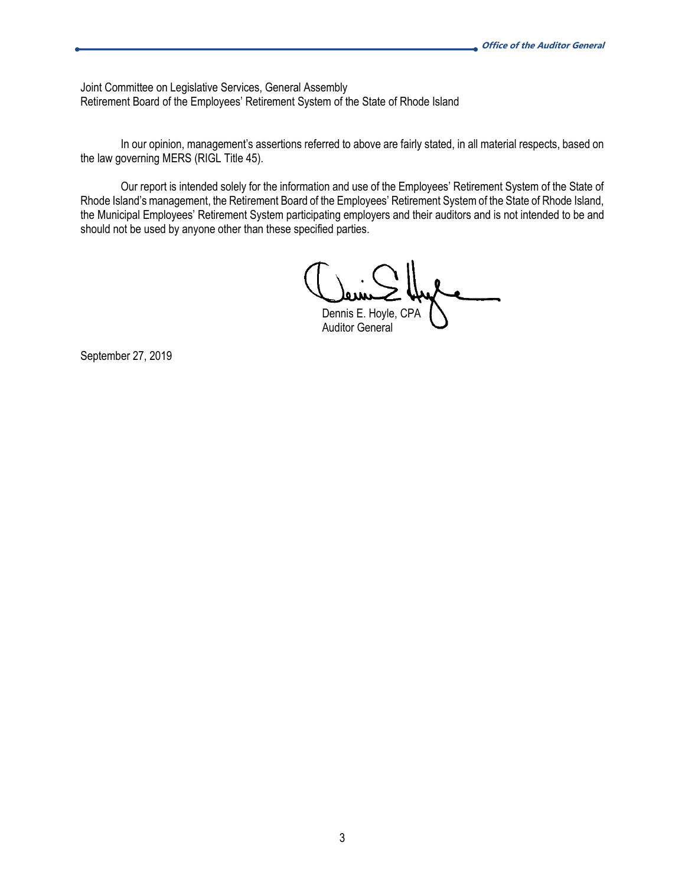Joint Committee on Legislative Services, General Assembly
Retirement Board of the Employees' Retirement System of the State of Rhode Island

In our opinion, management's assertions referred to above are fairly stated, in all material respects, based on the law governing MERS (RIGL Title 45).

Our report is intended solely for the information and use of the Employees' Retirement System of the State of Rhode Island's management, the Retirement Board of the Employees' Retirement System of the State of Rhode Island, the Municipal Employees' Retirement System participating employers and their auditors and is not intended to be and should not be used by anyone other than these specified parties.

Dennis E. Hoyle, CPA
Auditor General

September 27, 2019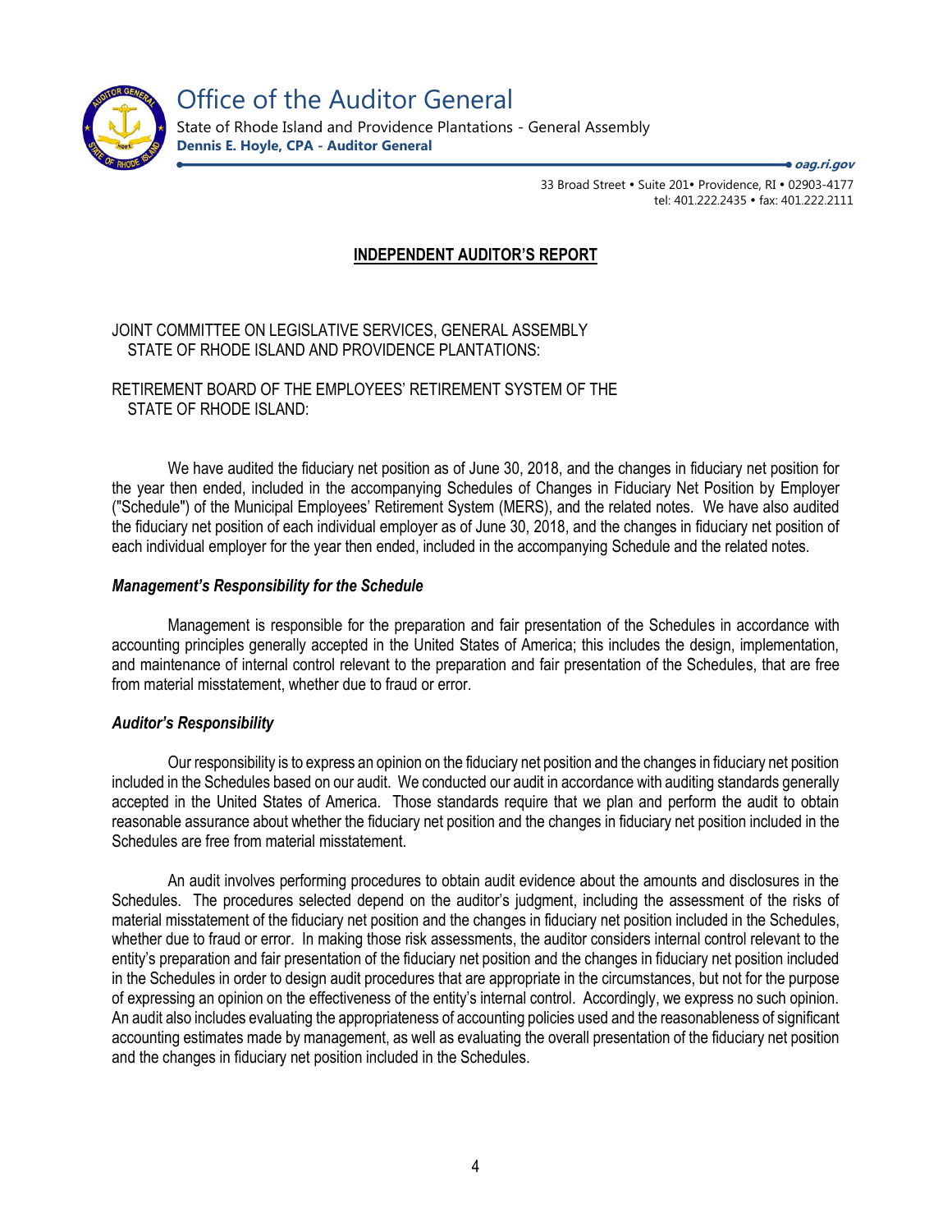# Office of the Auditor General

State of Rhode Island and Providence Plantations - General Assembly

**Dennis E. Hoyle, CPA - Auditor General**

**oag.ri.gov**

33 Broad Street • Suite 201• Providence, RI • 02903-4177
tel: 401.222.2435 • fax: 401.222.2111

## INDEPENDENT AUDITOR'S REPORT

JOINT COMMITTEE ON LEGISLATIVE SERVICES, GENERAL ASSEMBLY
STATE OF RHODE ISLAND AND PROVIDENCE PLANTATIONS:

RETIREMENT BOARD OF THE EMPLOYEES' RETIREMENT SYSTEM OF THE
STATE OF RHODE ISLAND:

We have audited the fiduciary net position as of June 30, 2018, and the changes in fiduciary net position for the year then ended, included in the accompanying Schedules of Changes in Fiduciary Net Position by Employer ("Schedule") of the Municipal Employees' Retirement System (MERS), and the related notes. We have also audited the fiduciary net position of each individual employer as of June 30, 2018, and the changes in fiduciary net position of each individual employer for the year then ended, included in the accompanying Schedule and the related notes.

### *Management's Responsibility for the Schedule*

Management is responsible for the preparation and fair presentation of the Schedules in accordance with accounting principles generally accepted in the United States of America; this includes the design, implementation, and maintenance of internal control relevant to the preparation and fair presentation of the Schedules, that are free from material misstatement, whether due to fraud or error.

### *Auditor's Responsibility*

Our responsibility is to express an opinion on the fiduciary net position and the changes in fiduciary net position included in the Schedules based on our audit. We conducted our audit in accordance with auditing standards generally accepted in the United States of America. Those standards require that we plan and perform the audit to obtain reasonable assurance about whether the fiduciary net position and the changes in fiduciary net position included in the Schedules are free from material misstatement.

An audit involves performing procedures to obtain audit evidence about the amounts and disclosures in the Schedules. The procedures selected depend on the auditor's judgment, including the assessment of the risks of material misstatement of the fiduciary net position and the changes in fiduciary net position included in the Schedules, whether due to fraud or error. In making those risk assessments, the auditor considers internal control relevant to the entity's preparation and fair presentation of the fiduciary net position and the changes in fiduciary net position included in the Schedules in order to design audit procedures that are appropriate in the circumstances, but not for the purpose of expressing an opinion on the effectiveness of the entity's internal control. Accordingly, we express no such opinion. An audit also includes evaluating the appropriateness of accounting policies used and the reasonableness of significant accounting estimates made by management, as well as evaluating the overall presentation of the fiduciary net position and the changes in fiduciary net position included in the Schedules.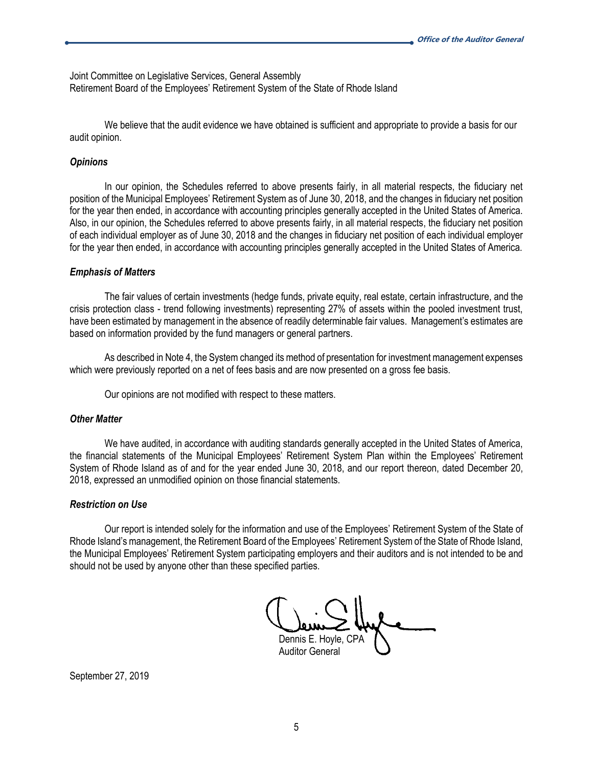Joint Committee on Legislative Services, General Assembly
Retirement Board of the Employees' Retirement System of the State of Rhode Island

We believe that the audit evidence we have obtained is sufficient and appropriate to provide a basis for our audit opinion.

***Opinions***

In our opinion, the Schedules referred to above presents fairly, in all material respects, the fiduciary net position of the Municipal Employees' Retirement System as of June 30, 2018, and the changes in fiduciary net position for the year then ended, in accordance with accounting principles generally accepted in the United States of America. Also, in our opinion, the Schedules referred to above presents fairly, in all material respects, the fiduciary net position of each individual employer as of June 30, 2018 and the changes in fiduciary net position of each individual employer for the year then ended, in accordance with accounting principles generally accepted in the United States of America.

***Emphasis of Matters***

The fair values of certain investments (hedge funds, private equity, real estate, certain infrastructure, and the crisis protection class - trend following investments) representing 27% of assets within the pooled investment trust, have been estimated by management in the absence of readily determinable fair values. Management's estimates are based on information provided by the fund managers or general partners.

As described in Note 4, the System changed its method of presentation for investment management expenses which were previously reported on a net of fees basis and are now presented on a gross fee basis.

Our opinions are not modified with respect to these matters.

***Other Matter***

We have audited, in accordance with auditing standards generally accepted in the United States of America, the financial statements of the Municipal Employees' Retirement System Plan within the Employees' Retirement System of Rhode Island as of and for the year ended June 30, 2018, and our report thereon, dated December 20, 2018, expressed an unmodified opinion on those financial statements.

***Restriction on Use***

Our report is intended solely for the information and use of the Employees' Retirement System of the State of Rhode Island's management, the Retirement Board of the Employees' Retirement System of the State of Rhode Island, the Municipal Employees' Retirement System participating employers and their auditors and is not intended to be and should not be used by anyone other than these specified parties.

Dennis E. Hoyle, CPA
Auditor General

September 27, 2019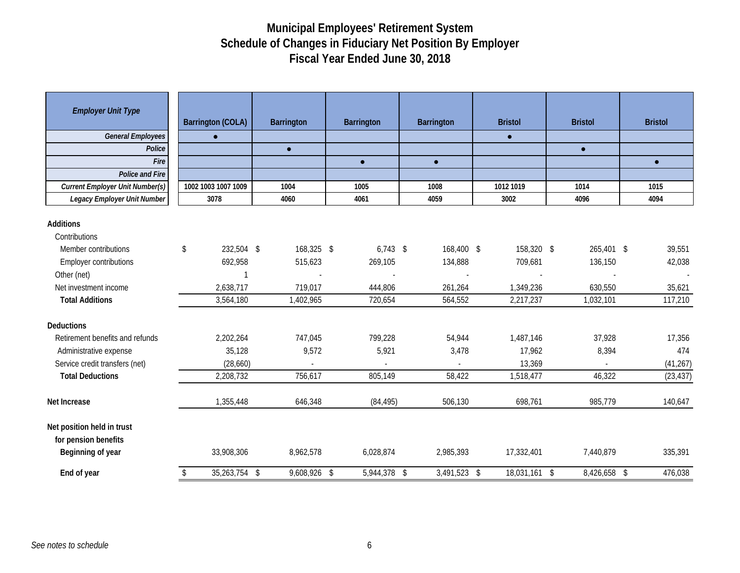# Municipal Employees' Retirement System
## Schedule of Changes in Fiduciary Net Position By Employer
## Fiscal Year Ended June 30, 2018

| *Employer Unit Type* | Barrington (COLA) | Barrington | Barrington | Barrington | Bristol | Bristol | Bristol |
|---|---|---|---|---|---|---|---|
| *General Employees* | ● | | | | ● | | |
| *Police* | | ● | | | | ● | |
| *Fire* | | | ● | ● | | | ● |
| *Police and Fire* | | | | | | | |
| *Current Employer Unit Number(s)* | 1002 1003 1007 1009 | 1004 | 1005 | 1008 | 1012 1019 | 1014 | 1015 |
| *Legacy Employer Unit Number* | 3078 | 4060 | 4061 | 4059 | 3002 | 4096 | 4094 |
| **Additions** | | | | | | | |
| Contributions | | | | | | | |
| Member contributions | $ 232,504 | $ 168,325 | $ 6,743 | $ 168,400 | $ 158,320 | $ 265,401 | $ 39,551 |
| Employer contributions | 692,958 | 515,623 | 269,105 | 134,888 | 709,681 | 136,150 | 42,038 |
| Other (net) | 1 | - | - | - | - | - | - |
| Net investment income | 2,638,717 | 719,017 | 444,806 | 261,264 | 1,349,236 | 630,550 | 35,621 |
| **Total Additions** | 3,564,180 | 1,402,965 | 720,654 | 564,552 | 2,217,237 | 1,032,101 | 117,210 |
| **Deductions** | | | | | | | |
| Retirement benefits and refunds | 2,202,264 | 747,045 | 799,228 | 54,944 | 1,487,146 | 37,928 | 17,356 |
| Administrative expense | 35,128 | 9,572 | 5,921 | 3,478 | 17,962 | 8,394 | 474 |
| Service credit transfers (net) | (28,660) | - | - | - | 13,369 | - | (41,267) |
| **Total Deductions** | 2,208,732 | 756,617 | 805,149 | 58,422 | 1,518,477 | 46,322 | (23,437) |
| **Net Increase** | 1,355,448 | 646,348 | (84,495) | 506,130 | 698,761 | 985,779 | 140,647 |
| **Net position held in trust for pension benefits** | | | | | | | |
| **Beginning of year** | 33,908,306 | 8,962,578 | 6,028,874 | 2,985,393 | 17,332,401 | 7,440,879 | 335,391 |
| **End of year** | $ 35,263,754 | $ 9,608,926 | $ 5,944,378 | $ 3,491,523 | $ 18,031,161 | $ 8,426,658 | $ 476,038 |

*See notes to schedule*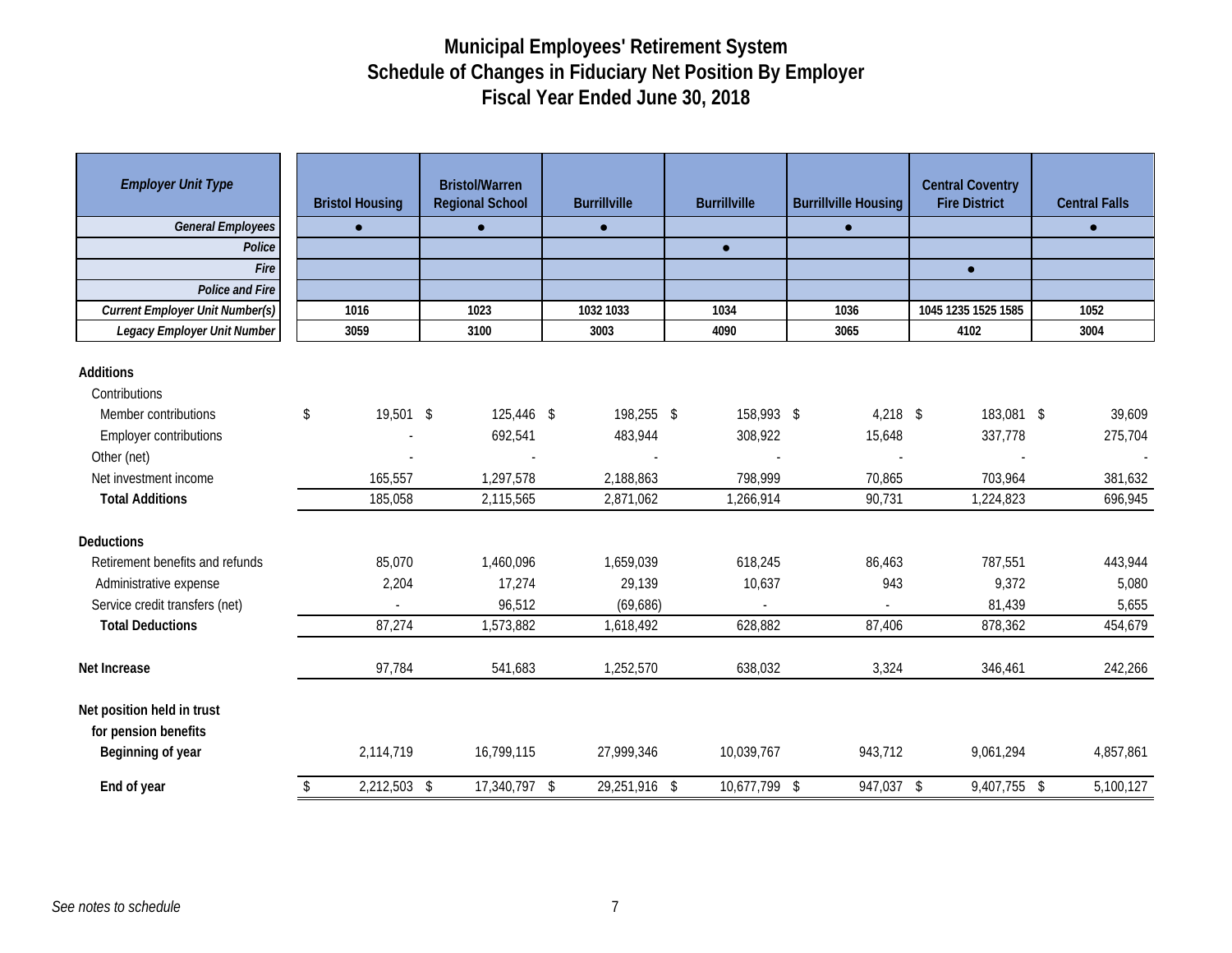# Municipal Employees' Retirement System
## Schedule of Changes in Fiduciary Net Position By Employer
### Fiscal Year Ended June 30, 2018

| *Employer Unit Type* | Bristol Housing | Bristol/Warren Regional School | Burrillville | Burrillville | Burrillville Housing | Central Coventry Fire District | Central Falls |
|---|---|---|---|---|---|---|---|
| ***General Employees*** | ● | ● | ● | | ● | | ● |
| ***Police*** | | | | ● | | | |
| ***Fire*** | | | | | | ● | |
| ***Police and Fire*** | | | | | | | |
| ***Current Employer Unit Number(s)*** | 1016 | 1023 | 1032 1033 | 1034 | 1036 | 1045 1235 1525 1585 | 1052 |
| ***Legacy Employer Unit Number*** | 3059 | 3100 | 3003 | 4090 | 3065 | 4102 | 3004 |
| **Additions** | | | | | | | |
| Contributions | | | | | | | |
| Member contributions | $ 19,501 | $ 125,446 | $ 198,255 | $ 158,993 | $ 4,218 | $ 183,081 | $ 39,609 |
| Employer contributions | - | 692,541 | 483,944 | 308,922 | 15,648 | 337,778 | 275,704 |
| Other (net) | - | - | - | - | - | - | - |
| Net investment income | 165,557 | 1,297,578 | 2,188,863 | 798,999 | 70,865 | 703,964 | 381,632 |
| **Total Additions** | 185,058 | 2,115,565 | 2,871,062 | 1,266,914 | 90,731 | 1,224,823 | 696,945 |
| **Deductions** | | | | | | | |
| Retirement benefits and refunds | 85,070 | 1,460,096 | 1,659,039 | 618,245 | 86,463 | 787,551 | 443,944 |
| Administrative expense | 2,204 | 17,274 | 29,139 | 10,637 | 943 | 9,372 | 5,080 |
| Service credit transfers (net) | - | 96,512 | (69,686) | - | - | 81,439 | 5,655 |
| **Total Deductions** | 87,274 | 1,573,882 | 1,618,492 | 628,882 | 87,406 | 878,362 | 454,679 |
| **Net Increase** | 97,784 | 541,683 | 1,252,570 | 638,032 | 3,324 | 346,461 | 242,266 |
| **Net position held in trust for pension benefits** | | | | | | | |
| **Beginning of year** | 2,114,719 | 16,799,115 | 27,999,346 | 10,039,767 | 943,712 | 9,061,294 | 4,857,861 |
| **End of year** | $ 2,212,503 | $ 17,340,797 | $ 29,251,916 | $ 10,677,799 | $ 947,037 | $ 9,407,755 | $ 5,100,127 |

*See notes to schedule*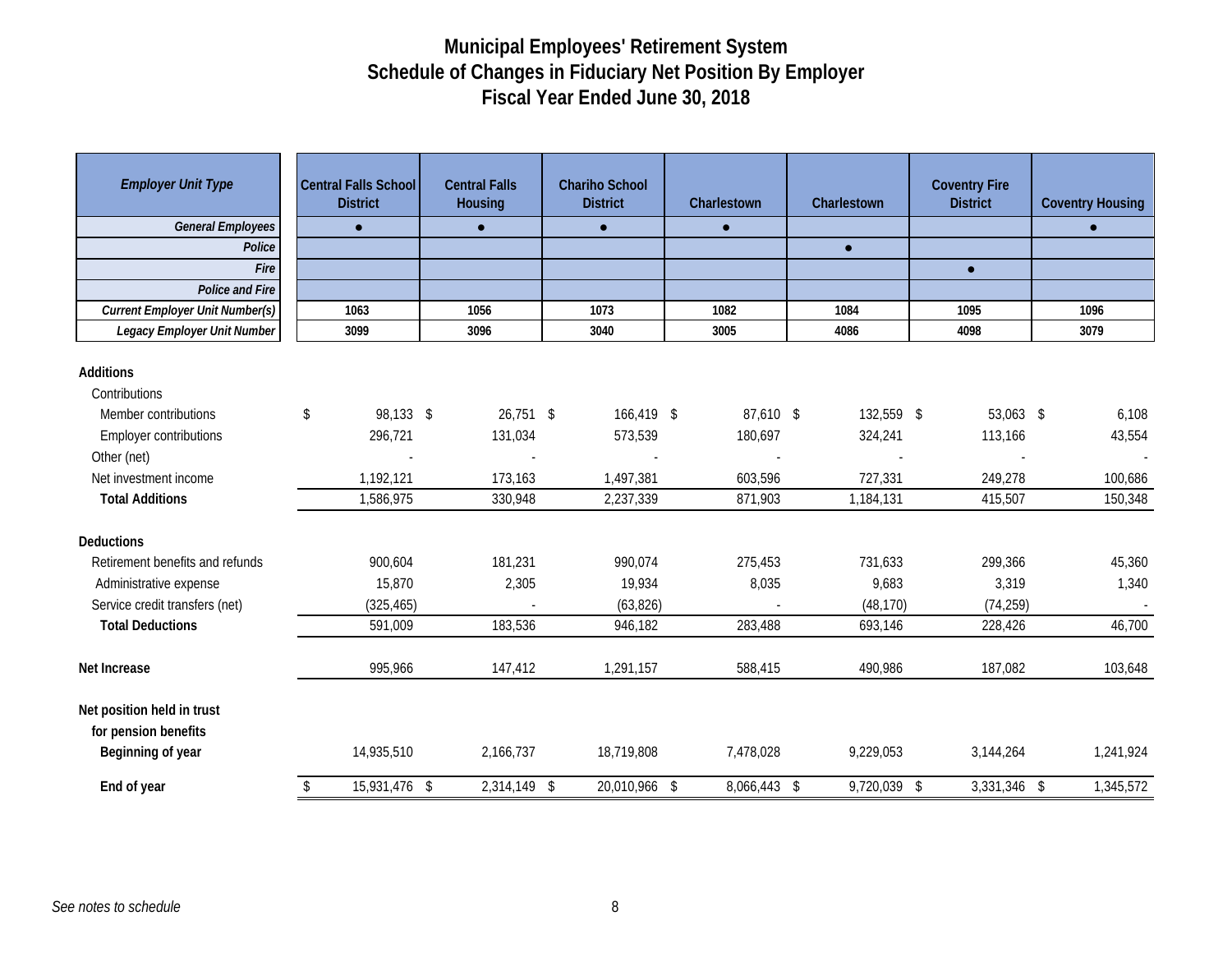# Municipal Employees' Retirement System
## Schedule of Changes in Fiduciary Net Position By Employer
### Fiscal Year Ended June 30, 2018

| *Employer Unit Type* | Central Falls School District | Central Falls Housing | Chariho School District | Charlestown | Charlestown | Coventry Fire District | Coventry Housing |
|---|---|---|---|---|---|---|---|
| *General Employees* | ● | ● | ● | ● | | | ● |
| *Police* | | | | | ● | | |
| *Fire* | | | | | | ● | |
| *Police and Fire* | | | | | | | |
| *Current Employer Unit Number(s)* | 1063 | 1056 | 1073 | 1082 | 1084 | 1095 | 1096 |
| *Legacy Employer Unit Number* | 3099 | 3096 | 3040 | 3005 | 4086 | 4098 | 3079 |
| **Additions** | | | | | | | |
| Contributions | | | | | | | |
| Member contributions | $ 98,133 | $ 26,751 | $ 166,419 | $ 87,610 | $ 132,559 | $ 53,063 | $ 6,108 |
| Employer contributions | 296,721 | 131,034 | 573,539 | 180,697 | 324,241 | 113,166 | 43,554 |
| Other (net) | - | - | - | - | - | - | - |
| Net investment income | 1,192,121 | 173,163 | 1,497,381 | 603,596 | 727,331 | 249,278 | 100,686 |
| **Total Additions** | 1,586,975 | 330,948 | 2,237,339 | 871,903 | 1,184,131 | 415,507 | 150,348 |
| **Deductions** | | | | | | | |
| Retirement benefits and refunds | 900,604 | 181,231 | 990,074 | 275,453 | 731,633 | 299,366 | 45,360 |
| Administrative expense | 15,870 | 2,305 | 19,934 | 8,035 | 9,683 | 3,319 | 1,340 |
| Service credit transfers (net) | (325,465) | - | (63,826) | - | (48,170) | (74,259) | - |
| **Total Deductions** | 591,009 | 183,536 | 946,182 | 283,488 | 693,146 | 228,426 | 46,700 |
| **Net Increase** | 995,966 | 147,412 | 1,291,157 | 588,415 | 490,986 | 187,082 | 103,648 |
| **Net position held in trust for pension benefits** | | | | | | | |
| **Beginning of year** | 14,935,510 | 2,166,737 | 18,719,808 | 7,478,028 | 9,229,053 | 3,144,264 | 1,241,924 |
| **End of year** | $ 15,931,476 | $ 2,314,149 | $ 20,010,966 | $ 8,066,443 | $ 9,720,039 | $ 3,331,346 | $ 1,345,572 |

*See notes to schedule*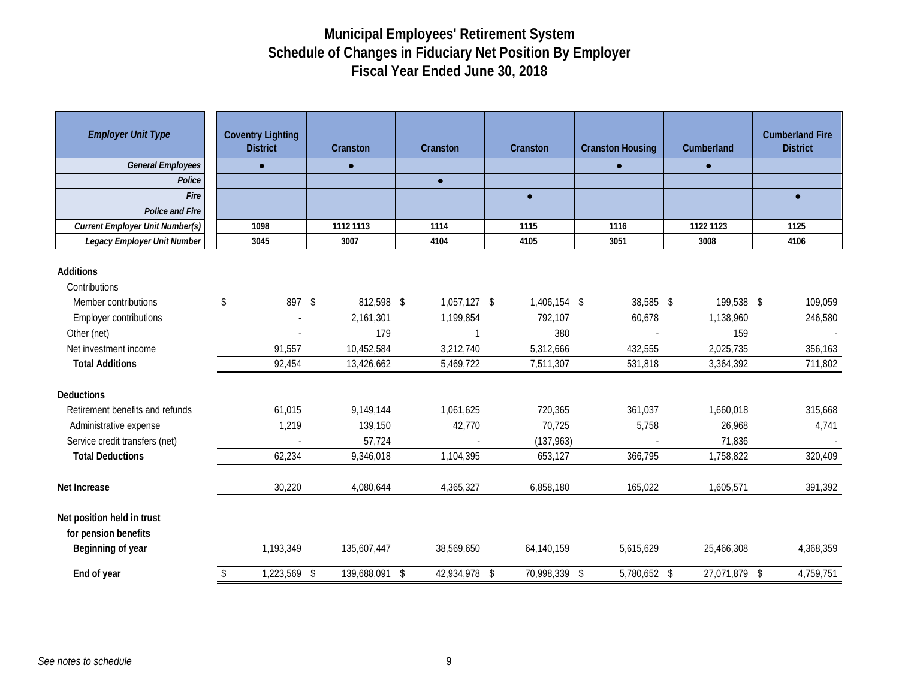# Municipal Employees' Retirement System
## Schedule of Changes in Fiduciary Net Position By Employer
## Fiscal Year Ended June 30, 2018

| *Employer Unit Type* | Coventry Lighting District | Cranston | Cranston | Cranston | Cranston Housing | Cumberland | Cumberland Fire District |
|---|---|---|---|---|---|---|---|
| *General Employees* | ● | ● | | | ● | ● | |
| *Police* | | | ● | | | | |
| *Fire* | | | | ● | | | ● |
| *Police and Fire* | | | | | | | |
| *Current Employer Unit Number(s)* | 1098 | 1112 1113 | 1114 | 1115 | 1116 | 1122 1123 | 1125 |
| *Legacy Employer Unit Number* | 3045 | 3007 | 4104 | 4105 | 3051 | 3008 | 4106 |
| **Additions** | | | | | | | |
| Contributions | | | | | | | |
| Member contributions | $ 897 | $ 812,598 | $ 1,057,127 | $ 1,406,154 | $ 38,585 | $ 199,538 | $ 109,059 |
| Employer contributions | - | 2,161,301 | 1,199,854 | 792,107 | 60,678 | 1,138,960 | 246,580 |
| Other (net) | - | 179 | 1 | 380 | - | 159 | - |
| Net investment income | 91,557 | 10,452,584 | 3,212,740 | 5,312,666 | 432,555 | 2,025,735 | 356,163 |
| **Total Additions** | 92,454 | 13,426,662 | 5,469,722 | 7,511,307 | 531,818 | 3,364,392 | 711,802 |
| **Deductions** | | | | | | | |
| Retirement benefits and refunds | 61,015 | 9,149,144 | 1,061,625 | 720,365 | 361,037 | 1,660,018 | 315,668 |
| Administrative expense | 1,219 | 139,150 | 42,770 | 70,725 | 5,758 | 26,968 | 4,741 |
| Service credit transfers (net) | - | 57,724 | - | (137,963) | - | 71,836 | - |
| **Total Deductions** | 62,234 | 9,346,018 | 1,104,395 | 653,127 | 366,795 | 1,758,822 | 320,409 |
| **Net Increase** | 30,220 | 4,080,644 | 4,365,327 | 6,858,180 | 165,022 | 1,605,571 | 391,392 |
| **Net position held in trust for pension benefits** | | | | | | | |
| **Beginning of year** | 1,193,349 | 135,607,447 | 38,569,650 | 64,140,159 | 5,615,629 | 25,466,308 | 4,368,359 |
| **End of year** | $ 1,223,569 | $ 139,688,091 | $ 42,934,978 | $ 70,998,339 | $ 5,780,652 | $ 27,071,879 | $ 4,759,751 |

*See notes to schedule*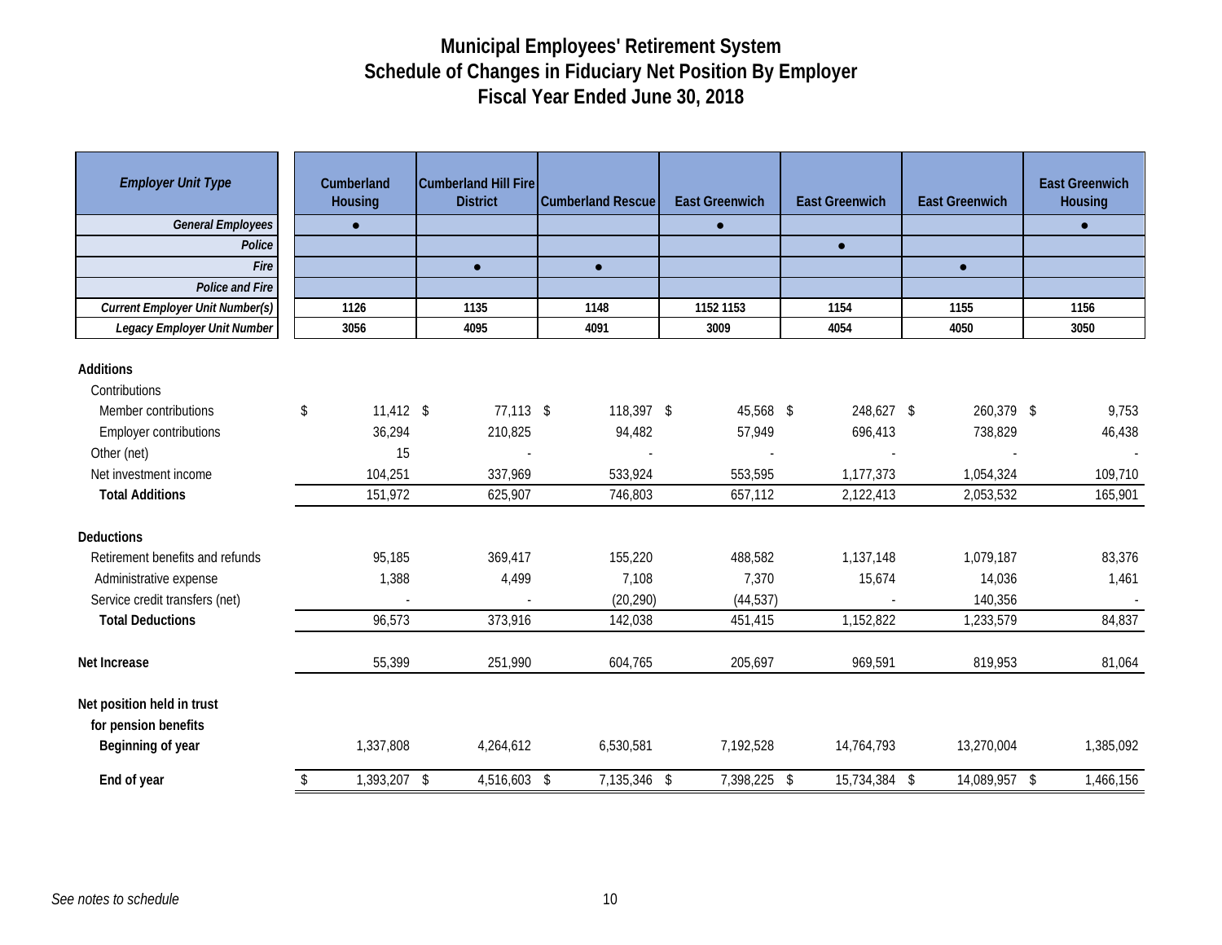# Municipal Employees' Retirement System
## Schedule of Changes in Fiduciary Net Position By Employer
### Fiscal Year Ended June 30, 2018

| *Employer Unit Type* | Cumberland Housing | Cumberland Hill Fire District | Cumberland Rescue | East Greenwich | East Greenwich | East Greenwich | East Greenwich Housing |
|---|---|---|---|---|---|---|---|
| *General Employees* | ● | | | ● | | | ● |
| *Police* | | | | | ● | | |
| *Fire* | | ● | ● | | | ● | |
| *Police and Fire* | | | | | | | |
| *Current Employer Unit Number(s)* | 1126 | 1135 | 1148 | 1152 1153 | 1154 | 1155 | 1156 |
| *Legacy Employer Unit Number* | 3056 | 4095 | 4091 | 3009 | 4054 | 4050 | 3050 |
| **Additions** | | | | | | | |
| Contributions | | | | | | | |
| Member contributions | $ 11,412 | $ 77,113 | $ 118,397 | $ 45,568 | $ 248,627 | $ 260,379 | $ 9,753 |
| Employer contributions | 36,294 | 210,825 | 94,482 | 57,949 | 696,413 | 738,829 | 46,438 |
| Other (net) | 15 | - | - | - | - | - | - |
| Net investment income | 104,251 | 337,969 | 533,924 | 553,595 | 1,177,373 | 1,054,324 | 109,710 |
| **Total Additions** | 151,972 | 625,907 | 746,803 | 657,112 | 2,122,413 | 2,053,532 | 165,901 |
| **Deductions** | | | | | | | |
| Retirement benefits and refunds | 95,185 | 369,417 | 155,220 | 488,582 | 1,137,148 | 1,079,187 | 83,376 |
| Administrative expense | 1,388 | 4,499 | 7,108 | 7,370 | 15,674 | 14,036 | 1,461 |
| Service credit transfers (net) | - | - | (20,290) | (44,537) | - | 140,356 | - |
| **Total Deductions** | 96,573 | 373,916 | 142,038 | 451,415 | 1,152,822 | 1,233,579 | 84,837 |
| **Net Increase** | 55,399 | 251,990 | 604,765 | 205,697 | 969,591 | 819,953 | 81,064 |
| **Net position held in trust for pension benefits** | | | | | | | |
| **Beginning of year** | 1,337,808 | 4,264,612 | 6,530,581 | 7,192,528 | 14,764,793 | 13,270,004 | 1,385,092 |
| **End of year** | $ 1,393,207 | $ 4,516,603 | $ 7,135,346 | $ 7,398,225 | $ 15,734,384 | $ 14,089,957 | $ 1,466,156 |

*See notes to schedule*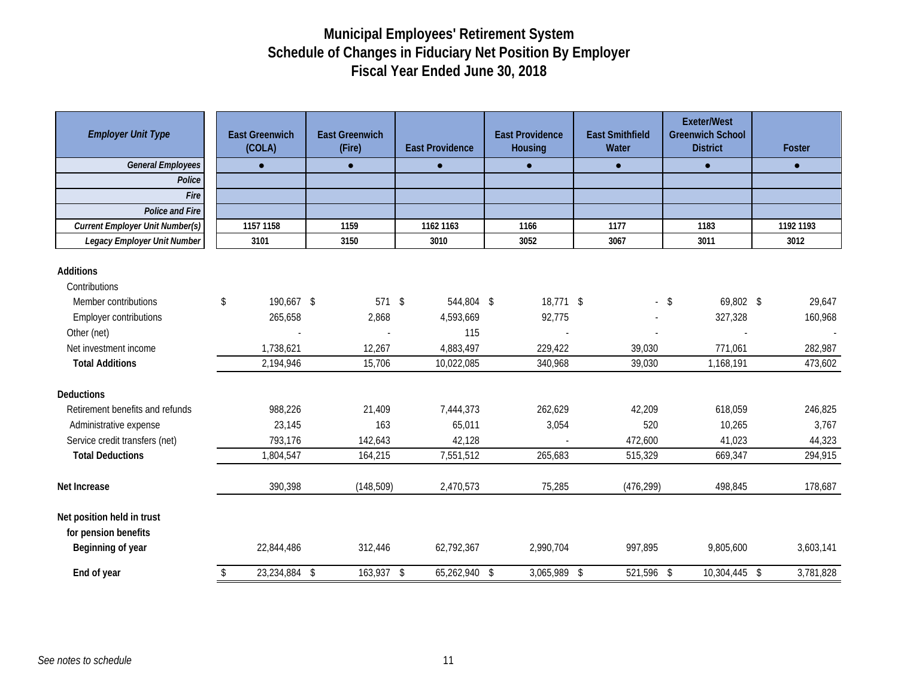# Municipal Employees' Retirement System
## Schedule of Changes in Fiduciary Net Position By Employer
## Fiscal Year Ended June 30, 2018

| *Employer Unit Type* | East Greenwich (COLA) | East Greenwich (Fire) | East Providence | East Providence Housing | East Smithfield Water | Exeter/West Greenwich School District | Foster |
|---|---|---|---|---|---|---|---|
| *General Employees* | ● | ● | ● | ● | ● | ● | ● |
| *Police* | | | | | | | |
| *Fire* | | | | | | | |
| *Police and Fire* | | | | | | | |
| *Current Employer Unit Number(s)* | 1157 1158 | 1159 | 1162 1163 | 1166 | 1177 | 1183 | 1192 1193 |
| *Legacy Employer Unit Number* | 3101 | 3150 | 3010 | 3052 | 3067 | 3011 | 3012 |
| **Additions** | | | | | | | |
| Contributions | | | | | | | |
| Member contributions | $ 190,667 | $ 571 | $ 544,804 | $ 18,771 | $ - | $ 69,802 | $ 29,647 |
| Employer contributions | 265,658 | 2,868 | 4,593,669 | 92,775 | - | 327,328 | 160,968 |
| Other (net) | - | - | 115 | - | - | - | - |
| Net investment income | 1,738,621 | 12,267 | 4,883,497 | 229,422 | 39,030 | 771,061 | 282,987 |
| **Total Additions** | 2,194,946 | 15,706 | 10,022,085 | 340,968 | 39,030 | 1,168,191 | 473,602 |
| **Deductions** | | | | | | | |
| Retirement benefits and refunds | 988,226 | 21,409 | 7,444,373 | 262,629 | 42,209 | 618,059 | 246,825 |
| Administrative expense | 23,145 | 163 | 65,011 | 3,054 | 520 | 10,265 | 3,767 |
| Service credit transfers (net) | 793,176 | 142,643 | 42,128 | - | 472,600 | 41,023 | 44,323 |
| **Total Deductions** | 1,804,547 | 164,215 | 7,551,512 | 265,683 | 515,329 | 669,347 | 294,915 |
| **Net Increase** | 390,398 | (148,509) | 2,470,573 | 75,285 | (476,299) | 498,845 | 178,687 |
| **Net position held in trust for pension benefits** | | | | | | | |
| **Beginning of year** | 22,844,486 | 312,446 | 62,792,367 | 2,990,704 | 997,895 | 9,805,600 | 3,603,141 |
| **End of year** | $ 23,234,884 | $ 163,937 | $ 65,262,940 | $ 3,065,989 | $ 521,596 | $ 10,304,445 | $ 3,781,828 |

*See notes to schedule*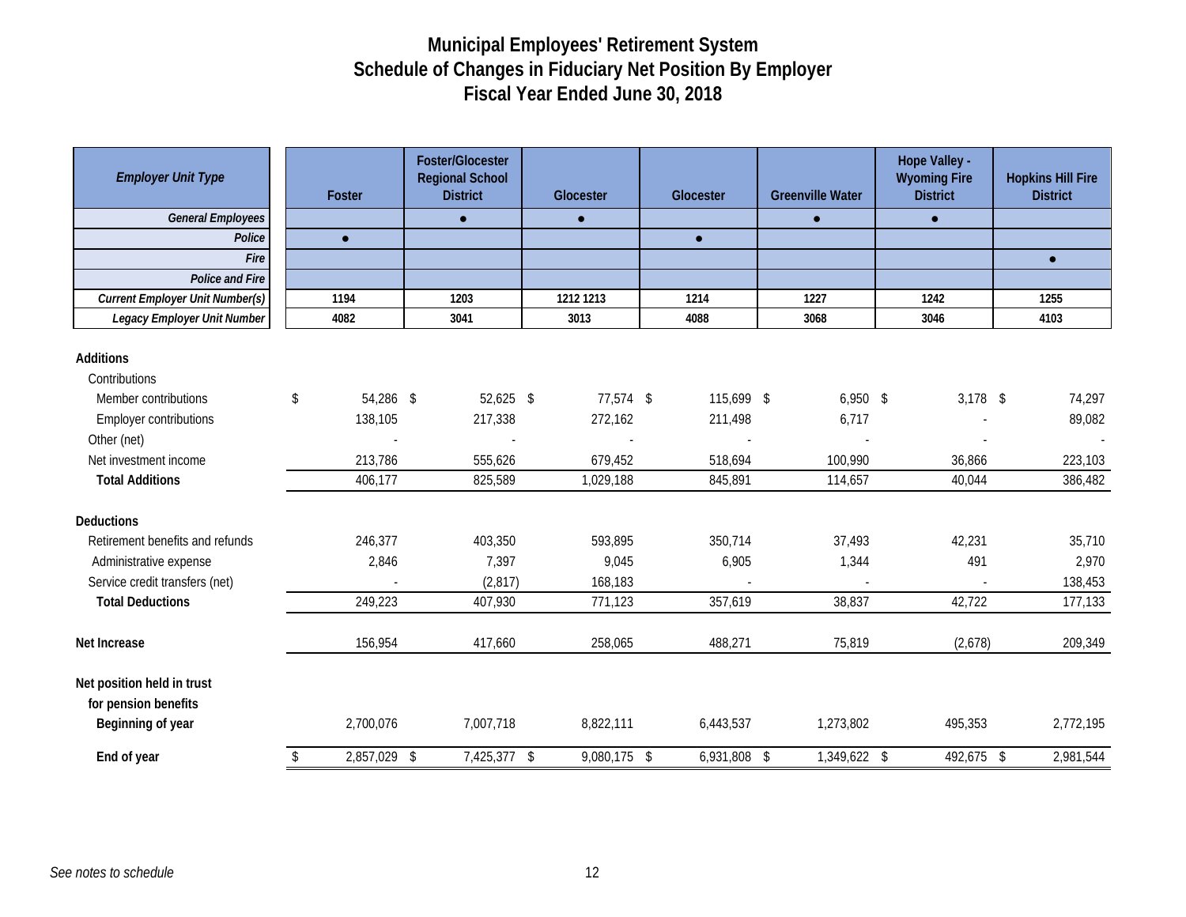# Municipal Employees' Retirement System
## Schedule of Changes in Fiduciary Net Position By Employer
### Fiscal Year Ended June 30, 2018

| *Employer Unit Type* | Foster | Foster/Glocester Regional School District | Glocester | Glocester | Greenville Water | Hope Valley - Wyoming Fire District | Hopkins Hill Fire District |
|---|---|---|---|---|---|---|---|
| *General Employees* | | ● | ● | | ● | ● | |
| *Police* | ● | | | ● | | | |
| *Fire* | | | | | | | ● |
| *Police and Fire* | | | | | | | |
| *Current Employer Unit Number(s)* | 1194 | 1203 | 1212 1213 | 1214 | 1227 | 1242 | 1255 |
| *Legacy Employer Unit Number* | 4082 | 3041 | 3013 | 4088 | 3068 | 3046 | 4103 |
| **Additions** | | | | | | | |
| Contributions | | | | | | | |
| Member contributions | $ 54,286 | $ 52,625 | $ 77,574 | $ 115,699 | $ 6,950 | $ 3,178 | $ 74,297 |
| Employer contributions | 138,105 | 217,338 | 272,162 | 211,498 | 6,717 | - | 89,082 |
| Other (net) | - | - | - | - | - | - | - |
| Net investment income | 213,786 | 555,626 | 679,452 | 518,694 | 100,990 | 36,866 | 223,103 |
| **Total Additions** | 406,177 | 825,589 | 1,029,188 | 845,891 | 114,657 | 40,044 | 386,482 |
| **Deductions** | | | | | | | |
| Retirement benefits and refunds | 246,377 | 403,350 | 593,895 | 350,714 | 37,493 | 42,231 | 35,710 |
| Administrative expense | 2,846 | 7,397 | 9,045 | 6,905 | 1,344 | 491 | 2,970 |
| Service credit transfers (net) | - | (2,817) | 168,183 | - | - | - | 138,453 |
| **Total Deductions** | 249,223 | 407,930 | 771,123 | 357,619 | 38,837 | 42,722 | 177,133 |
| **Net Increase** | 156,954 | 417,660 | 258,065 | 488,271 | 75,819 | (2,678) | 209,349 |
| **Net position held in trust for pension benefits** | | | | | | | |
| **Beginning of year** | 2,700,076 | 7,007,718 | 8,822,111 | 6,443,537 | 1,273,802 | 495,353 | 2,772,195 |
| **End of year** | $ 2,857,029 | $ 7,425,377 | $ 9,080,175 | $ 6,931,808 | $ 1,349,622 | $ 492,675 | $ 2,981,544 |

*See notes to schedule*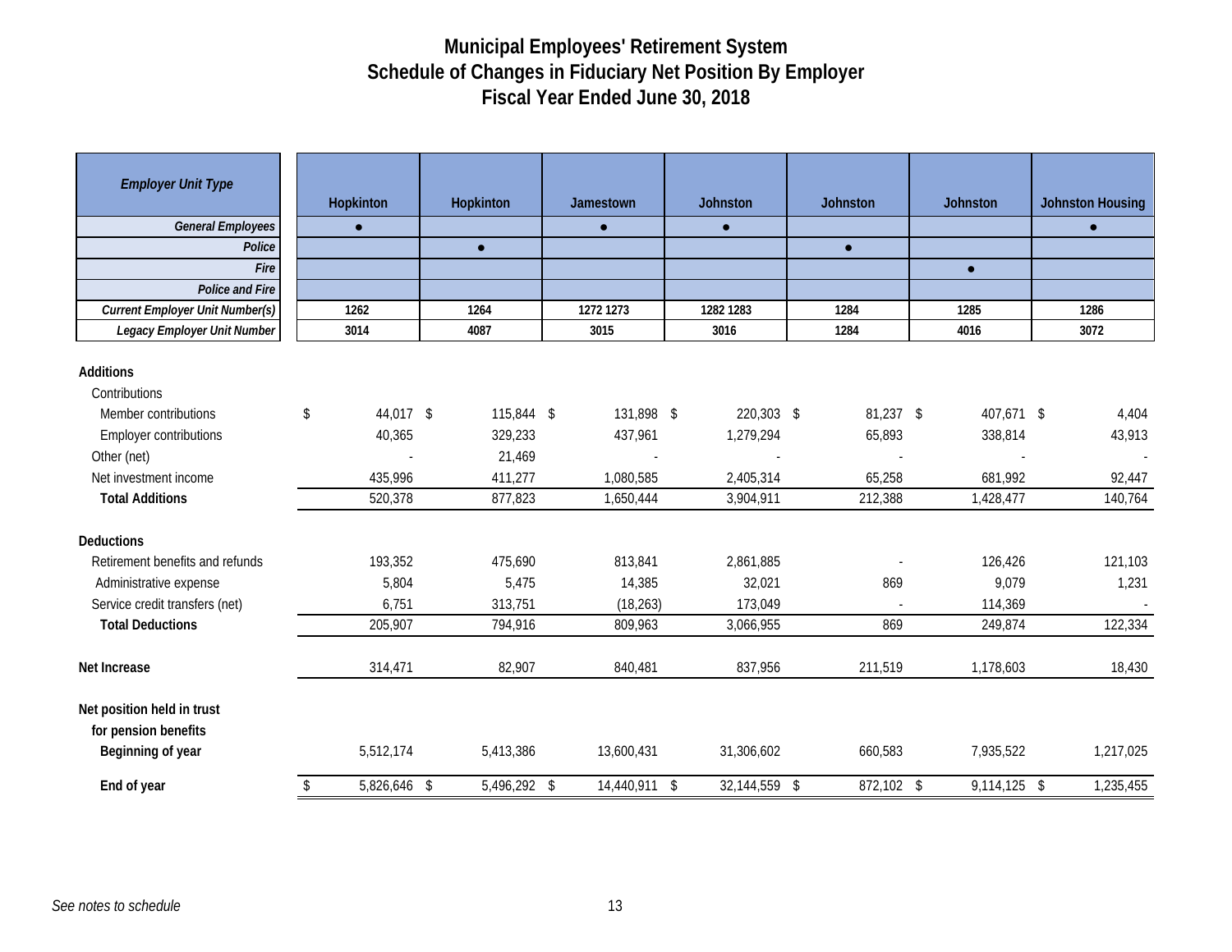# Municipal Employees' Retirement System
## Schedule of Changes in Fiduciary Net Position By Employer
### Fiscal Year Ended June 30, 2018

| *Employer Unit Type* | Hopkinton | Hopkinton | Jamestown | Johnston | Johnston | Johnston | Johnston Housing |
|---|---|---|---|---|---|---|---|
| ***General Employees*** | ● | | ● | ● | | | ● |
| ***Police*** | | ● | | | ● | | |
| ***Fire*** | | | | | | ● | |
| ***Police and Fire*** | | | | | | | |
| ***Current Employer Unit Number(s)*** | 1262 | 1264 | 1272 1273 | 1282 1283 | 1284 | 1285 | 1286 |
| ***Legacy Employer Unit Number*** | 3014 | 4087 | 3015 | 3016 | 1284 | 4016 | 3072 |
| **Additions** | | | | | | | |
| Contributions | | | | | | | |
| Member contributions | $ 44,017 | $ 115,844 | $ 131,898 | $ 220,303 | $ 81,237 | $ 407,671 | $ 4,404 |
| Employer contributions | 40,365 | 329,233 | 437,961 | 1,279,294 | 65,893 | 338,814 | 43,913 |
| Other (net) | - | 21,469 | - | - | - | - | - |
| Net investment income | 435,996 | 411,277 | 1,080,585 | 2,405,314 | 65,258 | 681,992 | 92,447 |
| **Total Additions** | 520,378 | 877,823 | 1,650,444 | 3,904,911 | 212,388 | 1,428,477 | 140,764 |
| **Deductions** | | | | | | | |
| Retirement benefits and refunds | 193,352 | 475,690 | 813,841 | 2,861,885 | - | 126,426 | 121,103 |
| Administrative expense | 5,804 | 5,475 | 14,385 | 32,021 | 869 | 9,079 | 1,231 |
| Service credit transfers (net) | 6,751 | 313,751 | (18,263) | 173,049 | - | 114,369 | - |
| **Total Deductions** | 205,907 | 794,916 | 809,963 | 3,066,955 | 869 | 249,874 | 122,334 |
| **Net Increase** | 314,471 | 82,907 | 840,481 | 837,956 | 211,519 | 1,178,603 | 18,430 |
| **Net position held in trust for pension benefits** | | | | | | | |
| **Beginning of year** | 5,512,174 | 5,413,386 | 13,600,431 | 31,306,602 | 660,583 | 7,935,522 | 1,217,025 |
| **End of year** | $ 5,826,646 | $ 5,496,292 | $ 14,440,911 | $ 32,144,559 | $ 872,102 | $ 9,114,125 | $ 1,235,455 |

*See notes to schedule*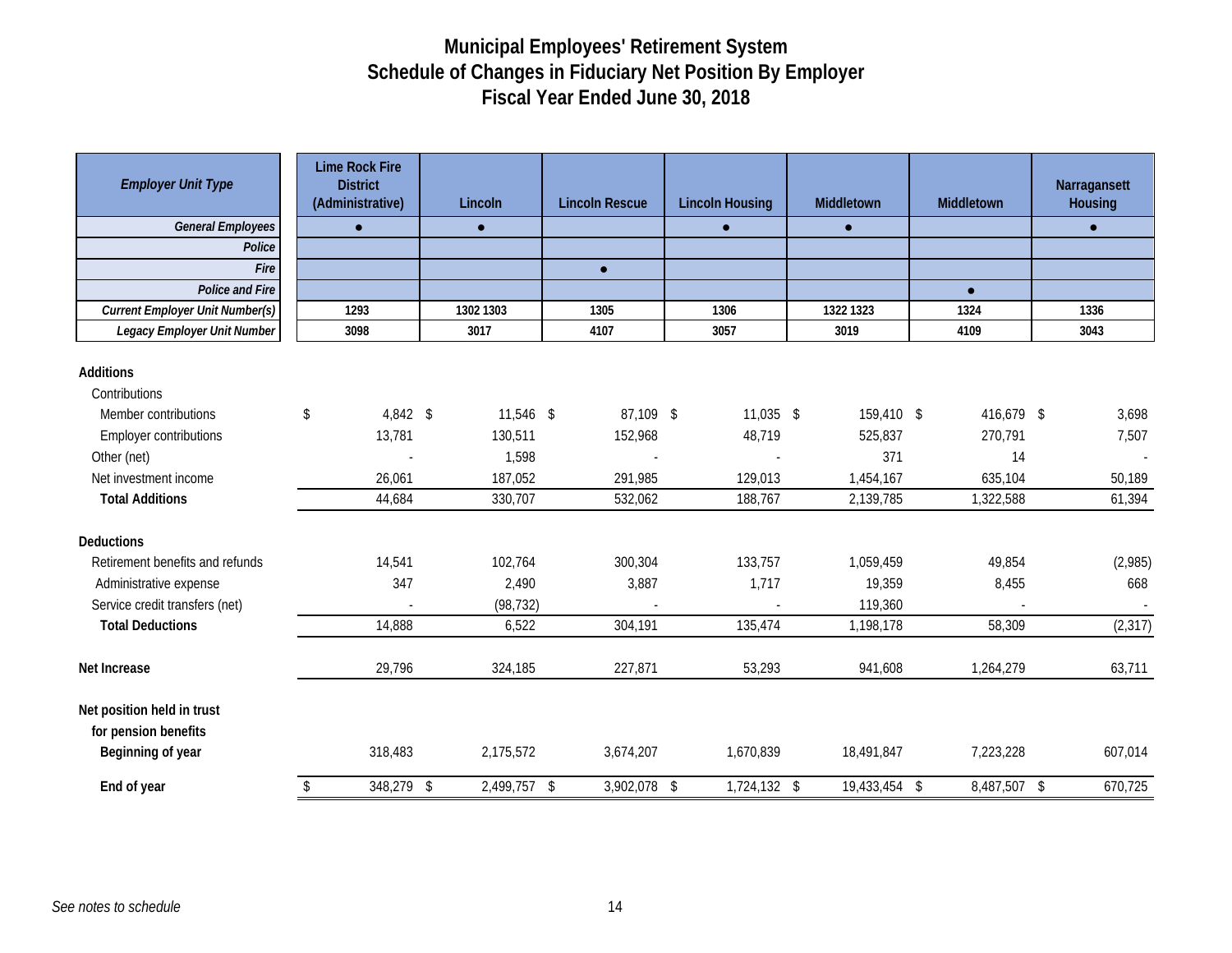# Municipal Employees' Retirement System
## Schedule of Changes in Fiduciary Net Position By Employer
### Fiscal Year Ended June 30, 2018

| *Employer Unit Type* | Lime Rock Fire District (Administrative) | Lincoln | Lincoln Rescue | Lincoln Housing | Middletown | Middletown | Narragansett Housing |
|---|---|---|---|---|---|---|---|
| *General Employees* | ● | ● | | ● | ● | | ● |
| *Police* | | | | | | | |
| *Fire* | | | ● | | | | |
| *Police and Fire* | | | | | | ● | |
| *Current Employer Unit Number(s)* | 1293 | 1302 1303 | 1305 | 1306 | 1322 1323 | 1324 | 1336 |
| *Legacy Employer Unit Number* | 3098 | 3017 | 4107 | 3057 | 3019 | 4109 | 3043 |
| **Additions** | | | | | | | |
| Contributions | | | | | | | |
| Member contributions | $ 4,842 | $ 11,546 | $ 87,109 | $ 11,035 | $ 159,410 | $ 416,679 | $ 3,698 |
| Employer contributions | 13,781 | 130,511 | 152,968 | 48,719 | 525,837 | 270,791 | 7,507 |
| Other (net) | - | 1,598 | - | - | 371 | 14 | - |
| Net investment income | 26,061 | 187,052 | 291,985 | 129,013 | 1,454,167 | 635,104 | 50,189 |
| **Total Additions** | 44,684 | 330,707 | 532,062 | 188,767 | 2,139,785 | 1,322,588 | 61,394 |
| **Deductions** | | | | | | | |
| Retirement benefits and refunds | 14,541 | 102,764 | 300,304 | 133,757 | 1,059,459 | 49,854 | (2,985) |
| Administrative expense | 347 | 2,490 | 3,887 | 1,717 | 19,359 | 8,455 | 668 |
| Service credit transfers (net) | - | (98,732) | - | - | 119,360 | - | - |
| **Total Deductions** | 14,888 | 6,522 | 304,191 | 135,474 | 1,198,178 | 58,309 | (2,317) |
| **Net Increase** | 29,796 | 324,185 | 227,871 | 53,293 | 941,608 | 1,264,279 | 63,711 |
| **Net position held in trust for pension benefits** | | | | | | | |
| **Beginning of year** | 318,483 | 2,175,572 | 3,674,207 | 1,670,839 | 18,491,847 | 7,223,228 | 607,014 |
| **End of year** | $ 348,279 | $ 2,499,757 | $ 3,902,078 | $ 1,724,132 | $ 19,433,454 | $ 8,487,507 | $ 670,725 |

*See notes to schedule*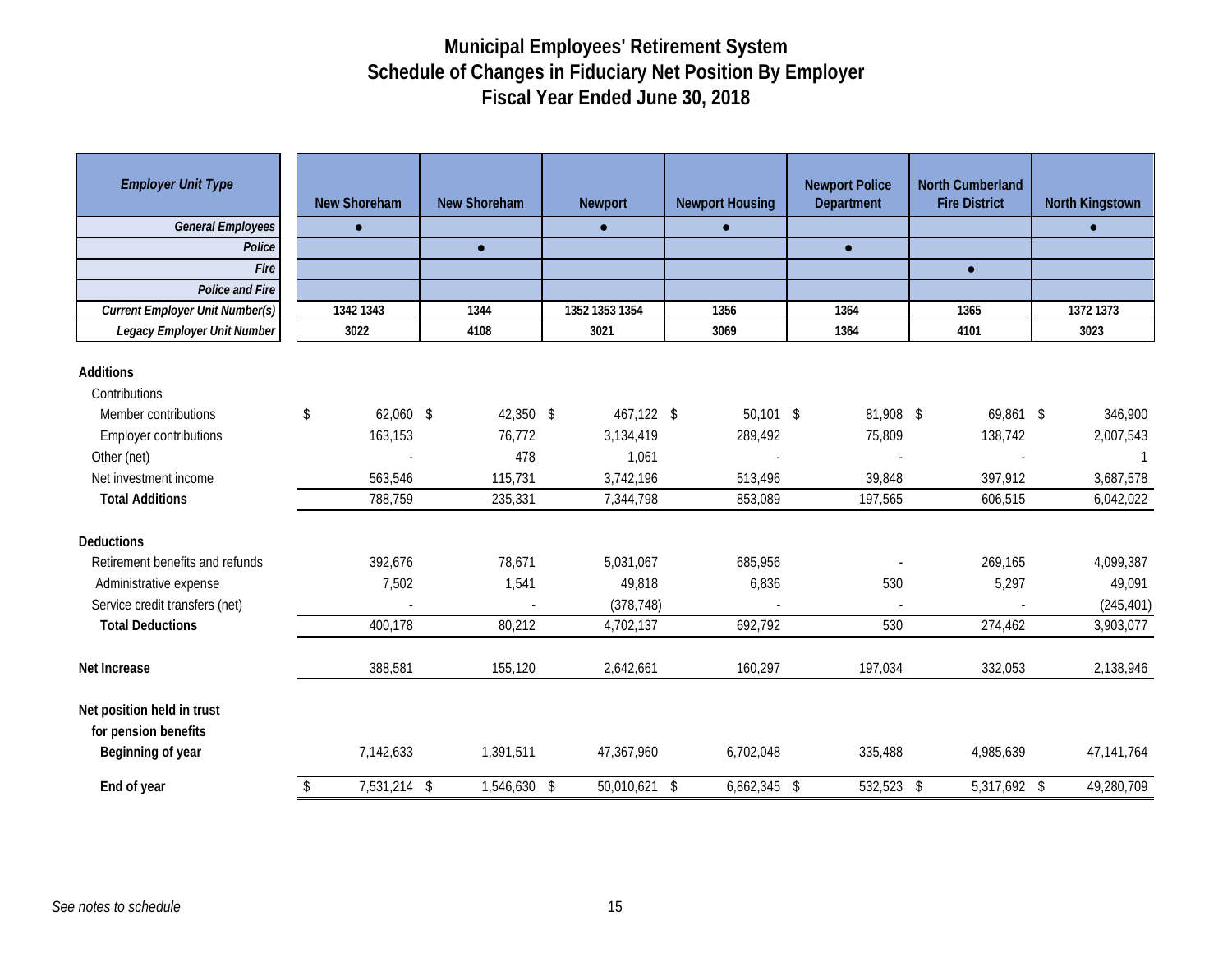# Municipal Employees' Retirement System
## Schedule of Changes in Fiduciary Net Position By Employer
## Fiscal Year Ended June 30, 2018

| *Employer Unit Type* | New Shoreham | New Shoreham | Newport | Newport Housing | Newport Police Department | North Cumberland Fire District | North Kingstown |
|---|---|---|---|---|---|---|---|
| *General Employees* | ● | | ● | ● | | | ● |
| *Police* | | ● | | | ● | | |
| *Fire* | | | | | | ● | |
| *Police and Fire* | | | | | | | |
| *Current Employer Unit Number(s)* | 1342 1343 | 1344 | 1352 1353 1354 | 1356 | 1364 | 1365 | 1372 1373 |
| *Legacy Employer Unit Number* | 3022 | 4108 | 3021 | 3069 | 1364 | 4101 | 3023 |
| **Additions** | | | | | | | |
| Contributions | | | | | | | |
| Member contributions | $ 62,060 | $ 42,350 | $ 467,122 | $ 50,101 | $ 81,908 | $ 69,861 | $ 346,900 |
| Employer contributions | 163,153 | 76,772 | 3,134,419 | 289,492 | 75,809 | 138,742 | 2,007,543 |
| Other (net) | - | 478 | 1,061 | - | - | - | 1 |
| Net investment income | 563,546 | 115,731 | 3,742,196 | 513,496 | 39,848 | 397,912 | 3,687,578 |
| **Total Additions** | 788,759 | 235,331 | 7,344,798 | 853,089 | 197,565 | 606,515 | 6,042,022 |
| **Deductions** | | | | | | | |
| Retirement benefits and refunds | 392,676 | 78,671 | 5,031,067 | 685,956 | - | 269,165 | 4,099,387 |
| Administrative expense | 7,502 | 1,541 | 49,818 | 6,836 | 530 | 5,297 | 49,091 |
| Service credit transfers (net) | - | - | (378,748) | - | - | - | (245,401) |
| **Total Deductions** | 400,178 | 80,212 | 4,702,137 | 692,792 | 530 | 274,462 | 3,903,077 |
| **Net Increase** | 388,581 | 155,120 | 2,642,661 | 160,297 | 197,034 | 332,053 | 2,138,946 |
| **Net position held in trust for pension benefits** | | | | | | | |
| **Beginning of year** | 7,142,633 | 1,391,511 | 47,367,960 | 6,702,048 | 335,488 | 4,985,639 | 47,141,764 |
| **End of year** | $ 7,531,214 | $ 1,546,630 | $ 50,010,621 | $ 6,862,345 | $ 532,523 | $ 5,317,692 | $ 49,280,709 |

*See notes to schedule*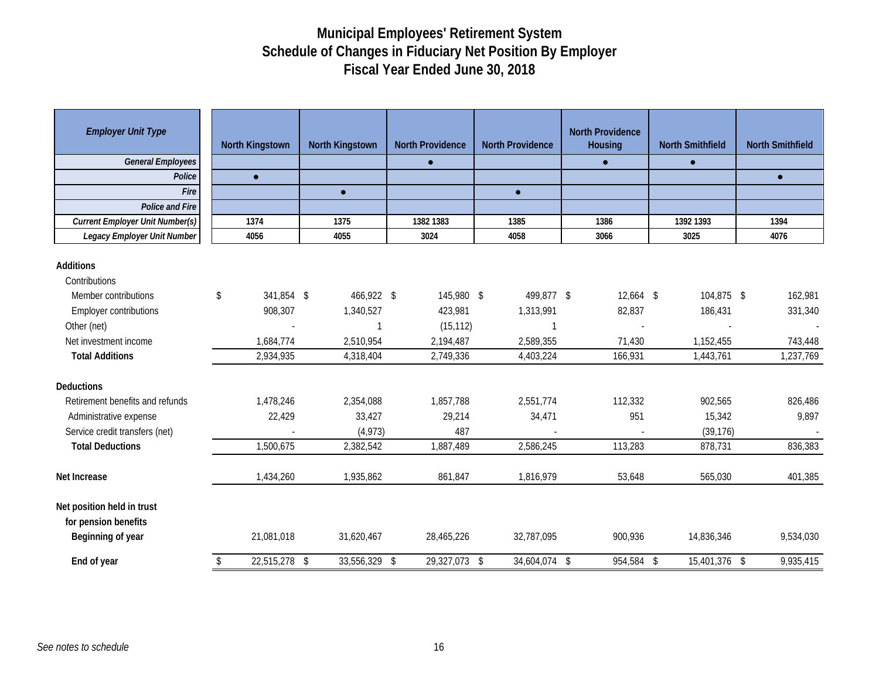# Municipal Employees' Retirement System
# Schedule of Changes in Fiduciary Net Position By Employer
# Fiscal Year Ended June 30, 2018

| *Employer Unit Type* | North Kingstown | North Kingstown | North Providence | North Providence | North Providence Housing | North Smithfield | North Smithfield |
|---|---|---|---|---|---|---|---|
| *General Employees* | | | ● | | ● | ● | |
| *Police* | ● | | | | | | ● |
| *Fire* | | ● | | ● | | | |
| *Police and Fire* | | | | | | | |
| *Current Employer Unit Number(s)* | 1374 | 1375 | 1382 1383 | 1385 | 1386 | 1392 1393 | 1394 |
| *Legacy Employer Unit Number* | 4056 | 4055 | 3024 | 4058 | 3066 | 3025 | 4076 |
| **Additions** | | | | | | | |
| Contributions | | | | | | | |
| Member contributions | $ 341,854 | $ 466,922 | $ 145,980 | $ 499,877 | $ 12,664 | $ 104,875 | $ 162,981 |
| Employer contributions | 908,307 | 1,340,527 | 423,981 | 1,313,991 | 82,837 | 186,431 | 331,340 |
| Other (net) | - | 1 | (15,112) | 1 | - | - | - |
| Net investment income | 1,684,774 | 2,510,954 | 2,194,487 | 2,589,355 | 71,430 | 1,152,455 | 743,448 |
| **Total Additions** | 2,934,935 | 4,318,404 | 2,749,336 | 4,403,224 | 166,931 | 1,443,761 | 1,237,769 |
| **Deductions** | | | | | | | |
| Retirement benefits and refunds | 1,478,246 | 2,354,088 | 1,857,788 | 2,551,774 | 112,332 | 902,565 | 826,486 |
| Administrative expense | 22,429 | 33,427 | 29,214 | 34,471 | 951 | 15,342 | 9,897 |
| Service credit transfers (net) | - | (4,973) | 487 | - | - | (39,176) | - |
| **Total Deductions** | 1,500,675 | 2,382,542 | 1,887,489 | 2,586,245 | 113,283 | 878,731 | 836,383 |
| **Net Increase** | 1,434,260 | 1,935,862 | 861,847 | 1,816,979 | 53,648 | 565,030 | 401,385 |
| **Net position held in trust for pension benefits** | | | | | | | |
| **Beginning of year** | 21,081,018 | 31,620,467 | 28,465,226 | 32,787,095 | 900,936 | 14,836,346 | 9,534,030 |
| **End of year** | $ 22,515,278 | $ 33,556,329 | $ 29,327,073 | $ 34,604,074 | $ 954,584 | $ 15,401,376 | $ 9,935,415 |

*See notes to schedule*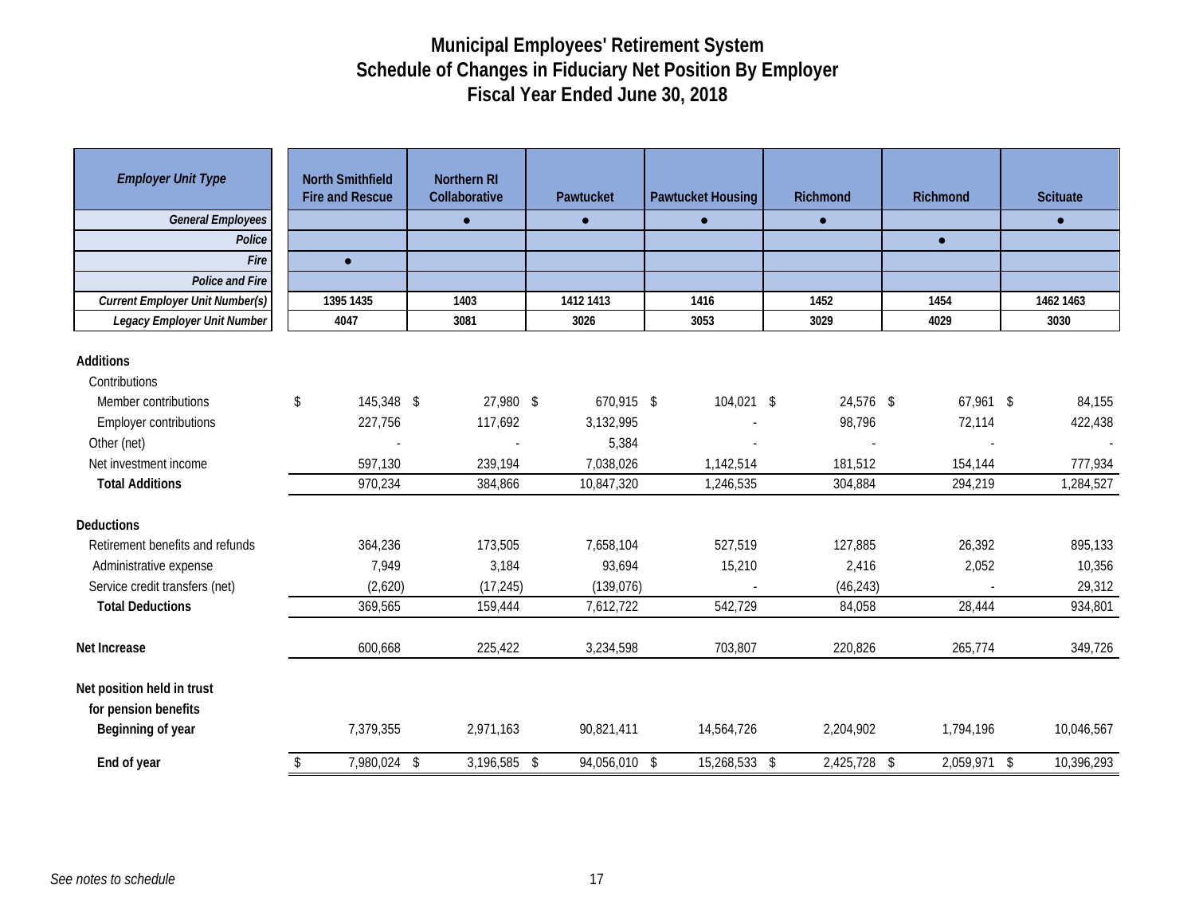# Municipal Employees' Retirement System
# Schedule of Changes in Fiduciary Net Position By Employer
# Fiscal Year Ended June 30, 2018

| *Employer Unit Type* | North Smithfield Fire and Rescue | Northern RI Collaborative | Pawtucket | Pawtucket Housing | Richmond | Richmond | Scituate |
|---|---|---|---|---|---|---|---|
| *General Employees* | | ● | ● | ● | ● | | ● |
| *Police* | | | | | | ● | |
| *Fire* | ● | | | | | | |
| *Police and Fire* | | | | | | | |
| *Current Employer Unit Number(s)* | 1395 1435 | 1403 | 1412 1413 | 1416 | 1452 | 1454 | 1462 1463 |
| *Legacy Employer Unit Number* | 4047 | 3081 | 3026 | 3053 | 3029 | 4029 | 3030 |
| **Additions** | | | | | | | |
| Contributions | | | | | | | |
| Member contributions | $ 145,348 | $ 27,980 | $ 670,915 | $ 104,021 | $ 24,576 | $ 67,961 | $ 84,155 |
| Employer contributions | 227,756 | 117,692 | 3,132,995 | - | 98,796 | 72,114 | 422,438 |
| Other (net) | - | - | 5,384 | - | - | - | - |
| Net investment income | 597,130 | 239,194 | 7,038,026 | 1,142,514 | 181,512 | 154,144 | 777,934 |
| **Total Additions** | 970,234 | 384,866 | 10,847,320 | 1,246,535 | 304,884 | 294,219 | 1,284,527 |
| **Deductions** | | | | | | | |
| Retirement benefits and refunds | 364,236 | 173,505 | 7,658,104 | 527,519 | 127,885 | 26,392 | 895,133 |
| Administrative expense | 7,949 | 3,184 | 93,694 | 15,210 | 2,416 | 2,052 | 10,356 |
| Service credit transfers (net) | (2,620) | (17,245) | (139,076) | - | (46,243) | - | 29,312 |
| **Total Deductions** | 369,565 | 159,444 | 7,612,722 | 542,729 | 84,058 | 28,444 | 934,801 |
| **Net Increase** | 600,668 | 225,422 | 3,234,598 | 703,807 | 220,826 | 265,774 | 349,726 |
| **Net position held in trust for pension benefits** | | | | | | | |
| **Beginning of year** | 7,379,355 | 2,971,163 | 90,821,411 | 14,564,726 | 2,204,902 | 1,794,196 | 10,046,567 |
| **End of year** | $ 7,980,024 | $ 3,196,585 | $ 94,056,010 | $ 15,268,533 | $ 2,425,728 | $ 2,059,971 | $ 10,396,293 |

*See notes to schedule*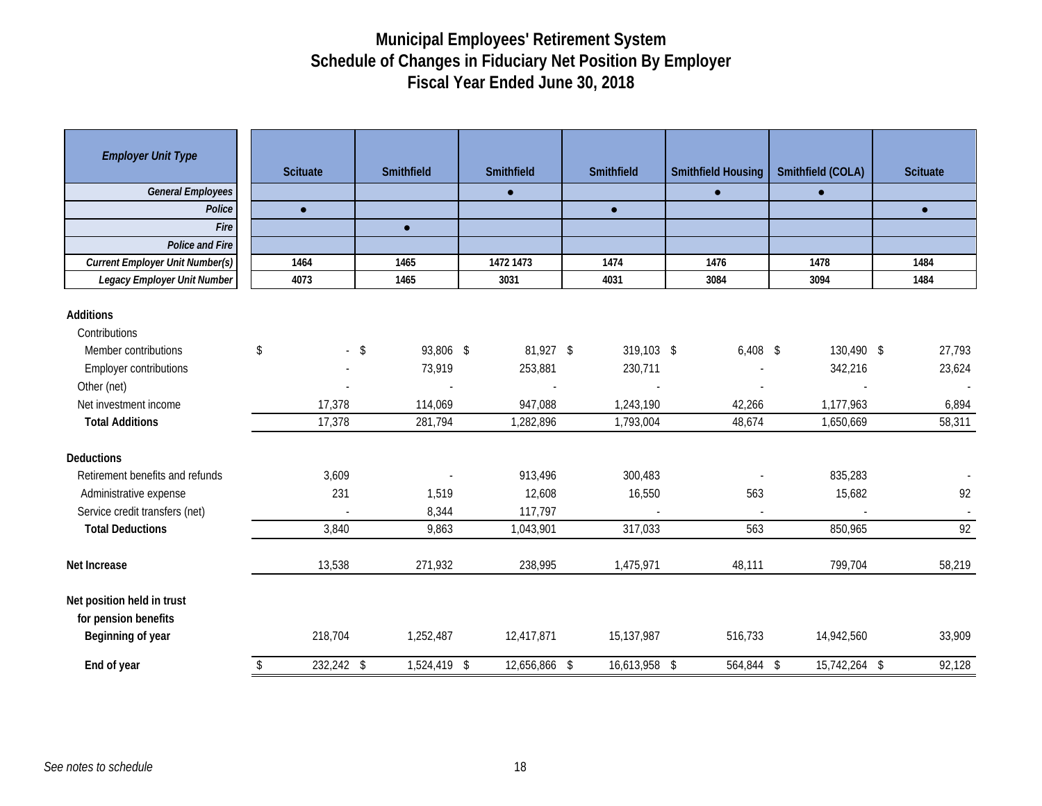# Municipal Employees' Retirement System
## Schedule of Changes in Fiduciary Net Position By Employer
## Fiscal Year Ended June 30, 2018

| *Employer Unit Type* | Scituate | Smithfield | Smithfield | Smithfield | Smithfield Housing | Smithfield (COLA) | Scituate |
|---|---|---|---|---|---|---|---|
| *General Employees* | | | ● | | ● | ● | |
| *Police* | ● | | | ● | | | ● |
| *Fire* | | ● | | | | | |
| *Police and Fire* | | | | | | | |
| *Current Employer Unit Number(s)* | 1464 | 1465 | 1472 1473 | 1474 | 1476 | 1478 | 1484 |
| *Legacy Employer Unit Number* | 4073 | 1465 | 3031 | 4031 | 3084 | 3094 | 1484 |
| **Additions** | | | | | | | |
| Contributions | | | | | | | |
| Member contributions | $ - | $ 93,806 | $ 81,927 | $ 319,103 | $ 6,408 | $ 130,490 | $ 27,793 |
| Employer contributions | - | 73,919 | 253,881 | 230,711 | - | 342,216 | 23,624 |
| Other (net) | - | - | - | - | - | - | - |
| Net investment income | 17,378 | 114,069 | 947,088 | 1,243,190 | 42,266 | 1,177,963 | 6,894 |
| **Total Additions** | 17,378 | 281,794 | 1,282,896 | 1,793,004 | 48,674 | 1,650,669 | 58,311 |
| **Deductions** | | | | | | | |
| Retirement benefits and refunds | 3,609 | - | 913,496 | 300,483 | - | 835,283 | - |
| Administrative expense | 231 | 1,519 | 12,608 | 16,550 | 563 | 15,682 | 92 |
| Service credit transfers (net) | - | 8,344 | 117,797 | - | - | - | - |
| **Total Deductions** | 3,840 | 9,863 | 1,043,901 | 317,033 | 563 | 850,965 | 92 |
| **Net Increase** | 13,538 | 271,932 | 238,995 | 1,475,971 | 48,111 | 799,704 | 58,219 |
| **Net position held in trust for pension benefits** | | | | | | | |
| **Beginning of year** | 218,704 | 1,252,487 | 12,417,871 | 15,137,987 | 516,733 | 14,942,560 | 33,909 |
| **End of year** | $ 232,242 | $ 1,524,419 | $ 12,656,866 | $ 16,613,958 | $ 564,844 | $ 15,742,264 | $ 92,128 |

*See notes to schedule*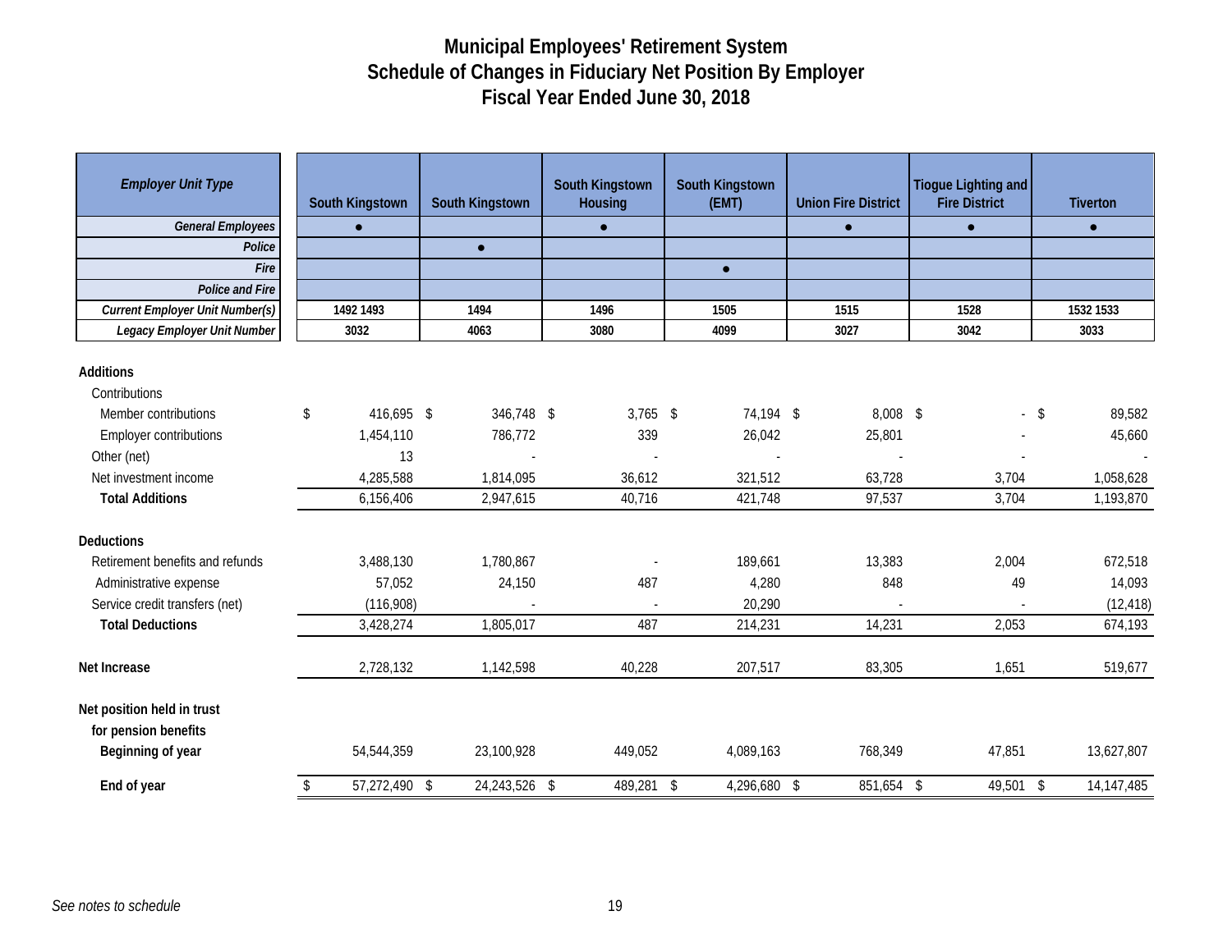# Municipal Employees' Retirement System
## Schedule of Changes in Fiduciary Net Position By Employer
### Fiscal Year Ended June 30, 2018

| *Employer Unit Type* | South Kingstown | South Kingstown | South Kingstown Housing | South Kingstown (EMT) | Union Fire District | Tiogue Lighting and Fire District | Tiverton |
|---|---|---|---|---|---|---|---|
| *General Employees* | ● | | ● | | ● | ● | ● |
| *Police* | | ● | | | | | |
| *Fire* | | | | ● | | | |
| *Police and Fire* | | | | | | | |
| *Current Employer Unit Number(s)* | 1492 1493 | 1494 | 1496 | 1505 | 1515 | 1528 | 1532 1533 |
| *Legacy Employer Unit Number* | 3032 | 4063 | 3080 | 4099 | 3027 | 3042 | 3033 |
| **Additions** | | | | | | | |
| Contributions | | | | | | | |
| Member contributions | $ 416,695 | $ 346,748 | $ 3,765 | $ 74,194 | $ 8,008 | $ - | $ 89,582 |
| Employer contributions | 1,454,110 | 786,772 | 339 | 26,042 | 25,801 | - | 45,660 |
| Other (net) | 13 | - | - | - | - | - | - |
| Net investment income | 4,285,588 | 1,814,095 | 36,612 | 321,512 | 63,728 | 3,704 | 1,058,628 |
| **Total Additions** | 6,156,406 | 2,947,615 | 40,716 | 421,748 | 97,537 | 3,704 | 1,193,870 |
| **Deductions** | | | | | | | |
| Retirement benefits and refunds | 3,488,130 | 1,780,867 | - | 189,661 | 13,383 | 2,004 | 672,518 |
| Administrative expense | 57,052 | 24,150 | 487 | 4,280 | 848 | 49 | 14,093 |
| Service credit transfers (net) | (116,908) | - | - | 20,290 | - | - | (12,418) |
| **Total Deductions** | 3,428,274 | 1,805,017 | 487 | 214,231 | 14,231 | 2,053 | 674,193 |
| **Net Increase** | 2,728,132 | 1,142,598 | 40,228 | 207,517 | 83,305 | 1,651 | 519,677 |
| **Net position held in trust for pension benefits** | | | | | | | |
| **Beginning of year** | 54,544,359 | 23,100,928 | 449,052 | 4,089,163 | 768,349 | 47,851 | 13,627,807 |
| **End of year** | $ 57,272,490 | $ 24,243,526 | $ 489,281 | $ 4,296,680 | $ 851,654 | $ 49,501 | $ 14,147,485 |

*See notes to schedule*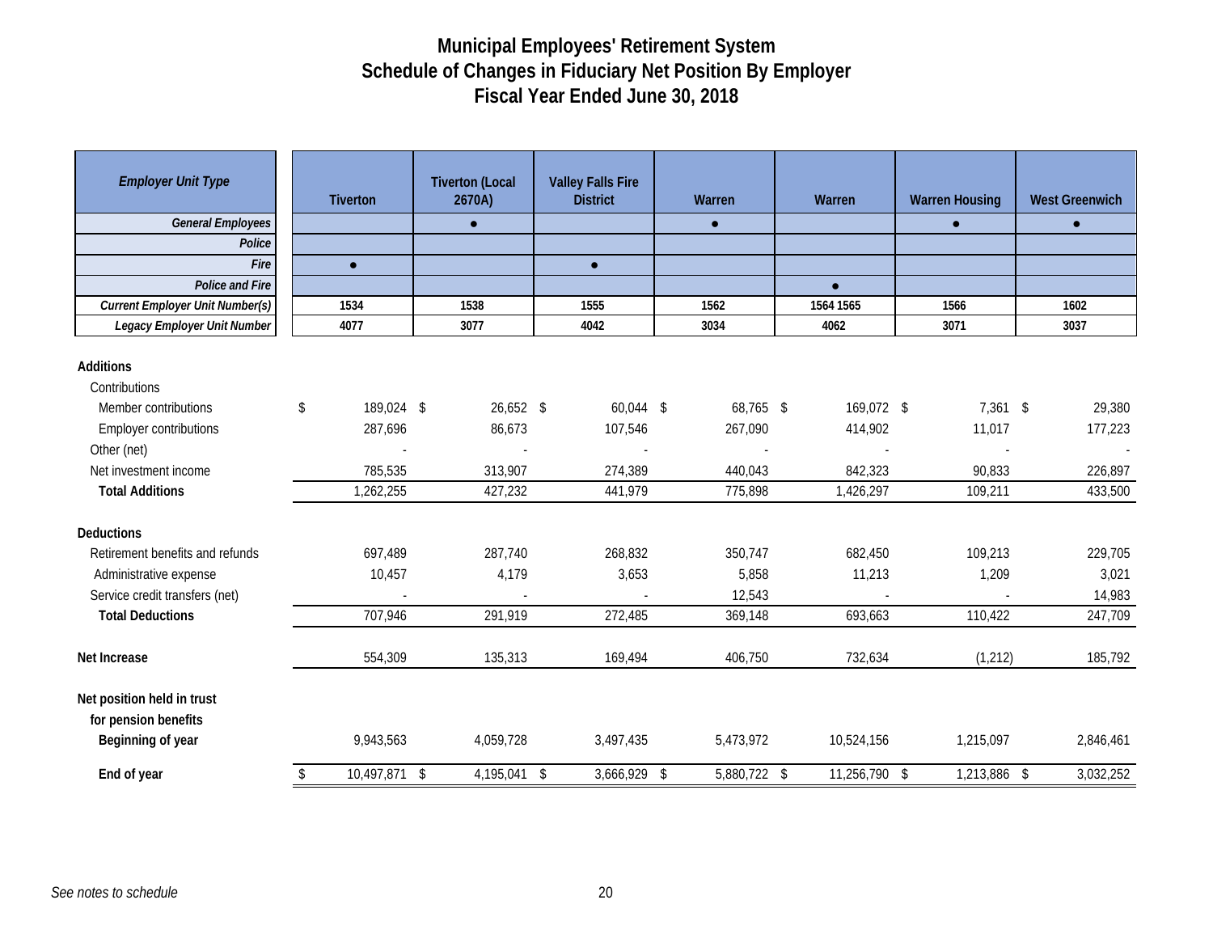# Municipal Employees' Retirement System
## Schedule of Changes in Fiduciary Net Position By Employer
## Fiscal Year Ended June 30, 2018

| *Employer Unit Type* | Tiverton | Tiverton (Local 2670A) | Valley Falls Fire District | Warren | Warren | Warren Housing | West Greenwich |
|---|---|---|---|---|---|---|---|
| *General Employees* | | ● | | ● | | ● | ● |
| *Police* | | | | | | | |
| *Fire* | ● | | ● | | | | |
| *Police and Fire* | | | | | ● | | |
| *Current Employer Unit Number(s)* | 1534 | 1538 | 1555 | 1562 | 1564 1565 | 1566 | 1602 |
| *Legacy Employer Unit Number* | 4077 | 3077 | 4042 | 3034 | 4062 | 3071 | 3037 |
| **Additions** | | | | | | | |
| Contributions | | | | | | | |
| Member contributions | $ 189,024 | $ 26,652 | $ 60,044 | $ 68,765 | $ 169,072 | $ 7,361 | $ 29,380 |
| Employer contributions | 287,696 | 86,673 | 107,546 | 267,090 | 414,902 | 11,017 | 177,223 |
| Other (net) | - | - | - | - | - | - | - |
| Net investment income | 785,535 | 313,907 | 274,389 | 440,043 | 842,323 | 90,833 | 226,897 |
| **Total Additions** | 1,262,255 | 427,232 | 441,979 | 775,898 | 1,426,297 | 109,211 | 433,500 |
| **Deductions** | | | | | | | |
| Retirement benefits and refunds | 697,489 | 287,740 | 268,832 | 350,747 | 682,450 | 109,213 | 229,705 |
| Administrative expense | 10,457 | 4,179 | 3,653 | 5,858 | 11,213 | 1,209 | 3,021 |
| Service credit transfers (net) | - | - | - | 12,543 | - | - | 14,983 |
| **Total Deductions** | 707,946 | 291,919 | 272,485 | 369,148 | 693,663 | 110,422 | 247,709 |
| **Net Increase** | 554,309 | 135,313 | 169,494 | 406,750 | 732,634 | (1,212) | 185,792 |
| **Net position held in trust for pension benefits** | | | | | | | |
| **Beginning of year** | 9,943,563 | 4,059,728 | 3,497,435 | 5,473,972 | 10,524,156 | 1,215,097 | 2,846,461 |
| **End of year** | $ 10,497,871 | $ 4,195,041 | $ 3,666,929 | $ 5,880,722 | $ 11,256,790 | $ 1,213,886 | $ 3,032,252 |

*See notes to schedule*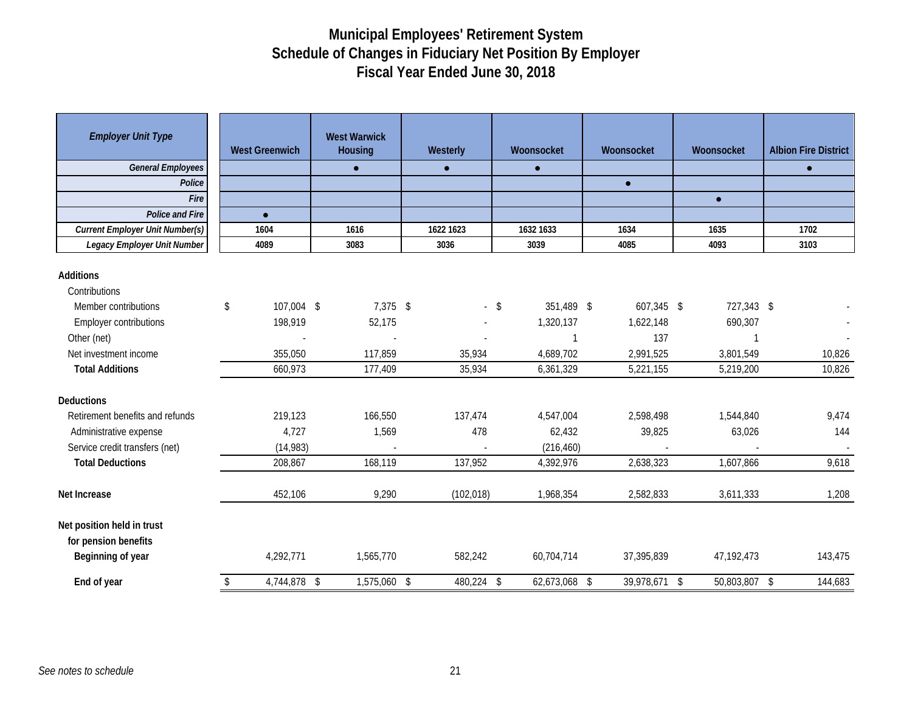# Municipal Employees' Retirement System
# Schedule of Changes in Fiduciary Net Position By Employer
# Fiscal Year Ended June 30, 2018

| *Employer Unit Type* | West Greenwich | West Warwick Housing | Westerly | Woonsocket | Woonsocket | Woonsocket | Albion Fire District |
|---|---|---|---|---|---|---|---|
| *General Employees* | | ● | ● | ● | | | ● |
| *Police* | | | | | ● | | |
| *Fire* | | | | | | ● | |
| *Police and Fire* | ● | | | | | | |
| *Current Employer Unit Number(s)* | 1604 | 1616 | 1622 1623 | 1632 1633 | 1634 | 1635 | 1702 |
| *Legacy Employer Unit Number* | 4089 | 3083 | 3036 | 3039 | 4085 | 4093 | 3103 |
| **Additions** | | | | | | | |
| Contributions | | | | | | | |
| Member contributions | $ 107,004 | $ 7,375 | $ - | $ 351,489 | $ 607,345 | $ 727,343 | $ - |
| Employer contributions | 198,919 | 52,175 | - | 1,320,137 | 1,622,148 | 690,307 | - |
| Other (net) | - | - | - | 1 | 137 | 1 | - |
| Net investment income | 355,050 | 117,859 | 35,934 | 4,689,702 | 2,991,525 | 3,801,549 | 10,826 |
| **Total Additions** | 660,973 | 177,409 | 35,934 | 6,361,329 | 5,221,155 | 5,219,200 | 10,826 |
| **Deductions** | | | | | | | |
| Retirement benefits and refunds | 219,123 | 166,550 | 137,474 | 4,547,004 | 2,598,498 | 1,544,840 | 9,474 |
| Administrative expense | 4,727 | 1,569 | 478 | 62,432 | 39,825 | 63,026 | 144 |
| Service credit transfers (net) | (14,983) | - | - | (216,460) | - | - | - |
| **Total Deductions** | 208,867 | 168,119 | 137,952 | 4,392,976 | 2,638,323 | 1,607,866 | 9,618 |
| **Net Increase** | 452,106 | 9,290 | (102,018) | 1,968,354 | 2,582,833 | 3,611,333 | 1,208 |
| **Net position held in trust for pension benefits** | | | | | | | |
| **Beginning of year** | 4,292,771 | 1,565,770 | 582,242 | 60,704,714 | 37,395,839 | 47,192,473 | 143,475 |
| **End of year** | $ 4,744,878 | $ 1,575,060 | $ 480,224 | $ 62,673,068 | $ 39,978,671 | $ 50,803,807 | $ 144,683 |

*See notes to schedule*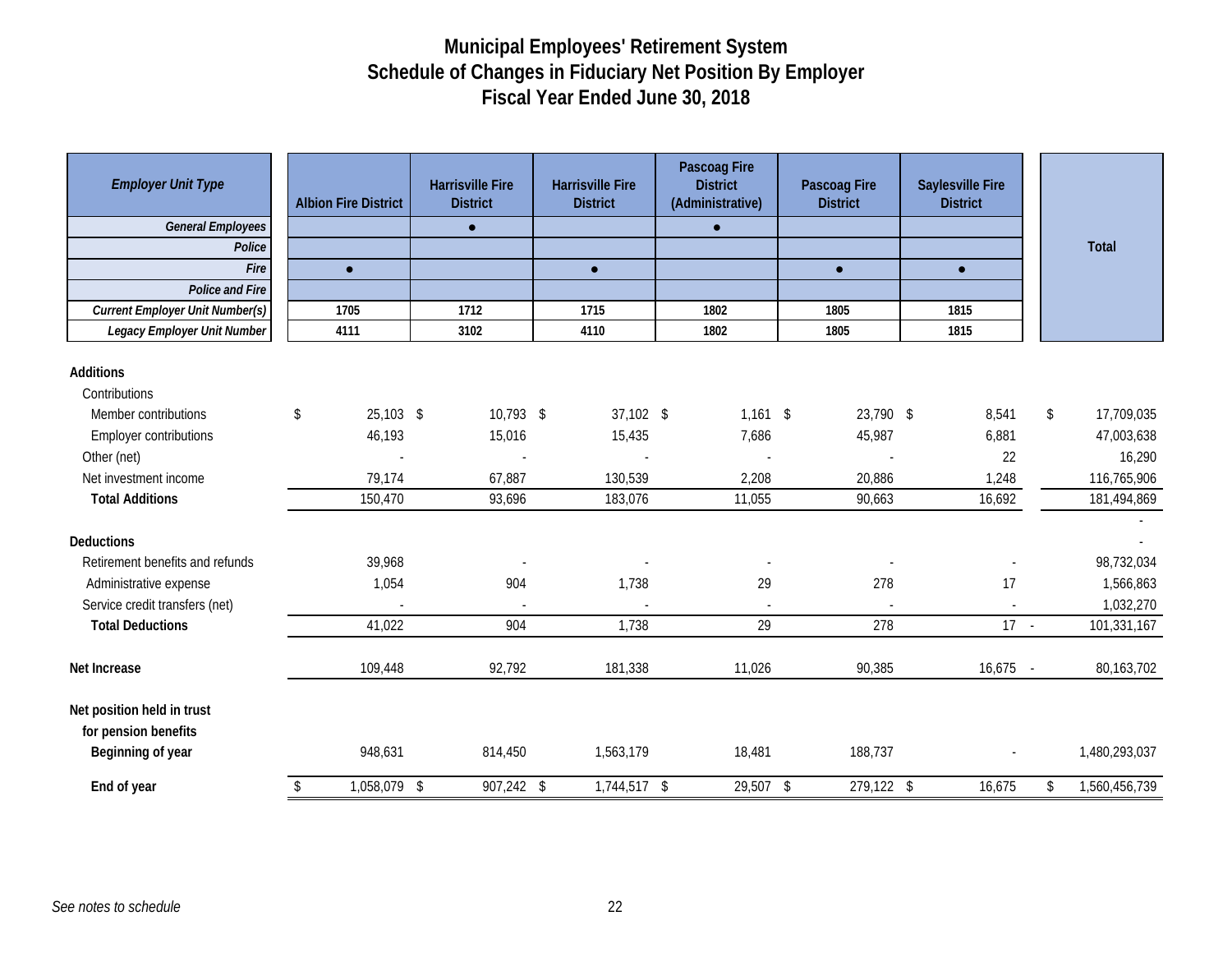# Municipal Employees' Retirement System
## Schedule of Changes in Fiduciary Net Position By Employer
## Fiscal Year Ended June 30, 2018

| *Employer Unit Type* | Albion Fire District | Harrisville Fire District | Harrisville Fire District | Pascoag Fire District (Administrative) | Pascoag Fire District | Saylesville Fire District | Total |
|---|---|---|---|---|---|---|---|
| *General Employees* | | ● | | ● | | | |
| *Police* | | | | | | | |
| *Fire* | ● | | ● | | ● | ● | |
| *Police and Fire* | | | | | | | |
| *Current Employer Unit Number(s)* | 1705 | 1712 | 1715 | 1802 | 1805 | 1815 | |
| *Legacy Employer Unit Number* | 4111 | 3102 | 4110 | 1802 | 1805 | 1815 | |
| **Additions** | | | | | | | |
| Contributions | | | | | | | |
| Member contributions | $ 25,103 | $ 10,793 | $ 37,102 | $ 1,161 | $ 23,790 | $ 8,541 | $ 17,709,035 |
| Employer contributions | 46,193 | 15,016 | 15,435 | 7,686 | 45,987 | 6,881 | 47,003,638 |
| Other (net) | - | - | - | - | - | 22 | 16,290 |
| Net investment income | 79,174 | 67,887 | 130,539 | 2,208 | 20,886 | 1,248 | 116,765,906 |
| **Total Additions** | 150,470 | 93,696 | 183,076 | 11,055 | 90,663 | 16,692 | 181,494,869 |
| | | | | | | | - |
| **Deductions** | | | | | | | - |
| Retirement benefits and refunds | 39,968 | - | - | - | - | - | 98,732,034 |
| Administrative expense | 1,054 | 904 | 1,738 | 29 | 278 | 17 | 1,566,863 |
| Service credit transfers (net) | - | - | - | - | - | - | 1,032,270 |
| **Total Deductions** | 41,022 | 904 | 1,738 | 29 | 278 | 17 | 101,331,167 |
| **Net Increase** | 109,448 | 92,792 | 181,338 | 11,026 | 90,385 | 16,675 | 80,163,702 |
| **Net position held in trust for pension benefits** | | | | | | | |
| **Beginning of year** | 948,631 | 814,450 | 1,563,179 | 18,481 | 188,737 | - | 1,480,293,037 |
| **End of year** | $ 1,058,079 | $ 907,242 | $ 1,744,517 | $ 29,507 | $ 279,122 | $ 16,675 | $ 1,560,456,739 |

*See notes to schedule*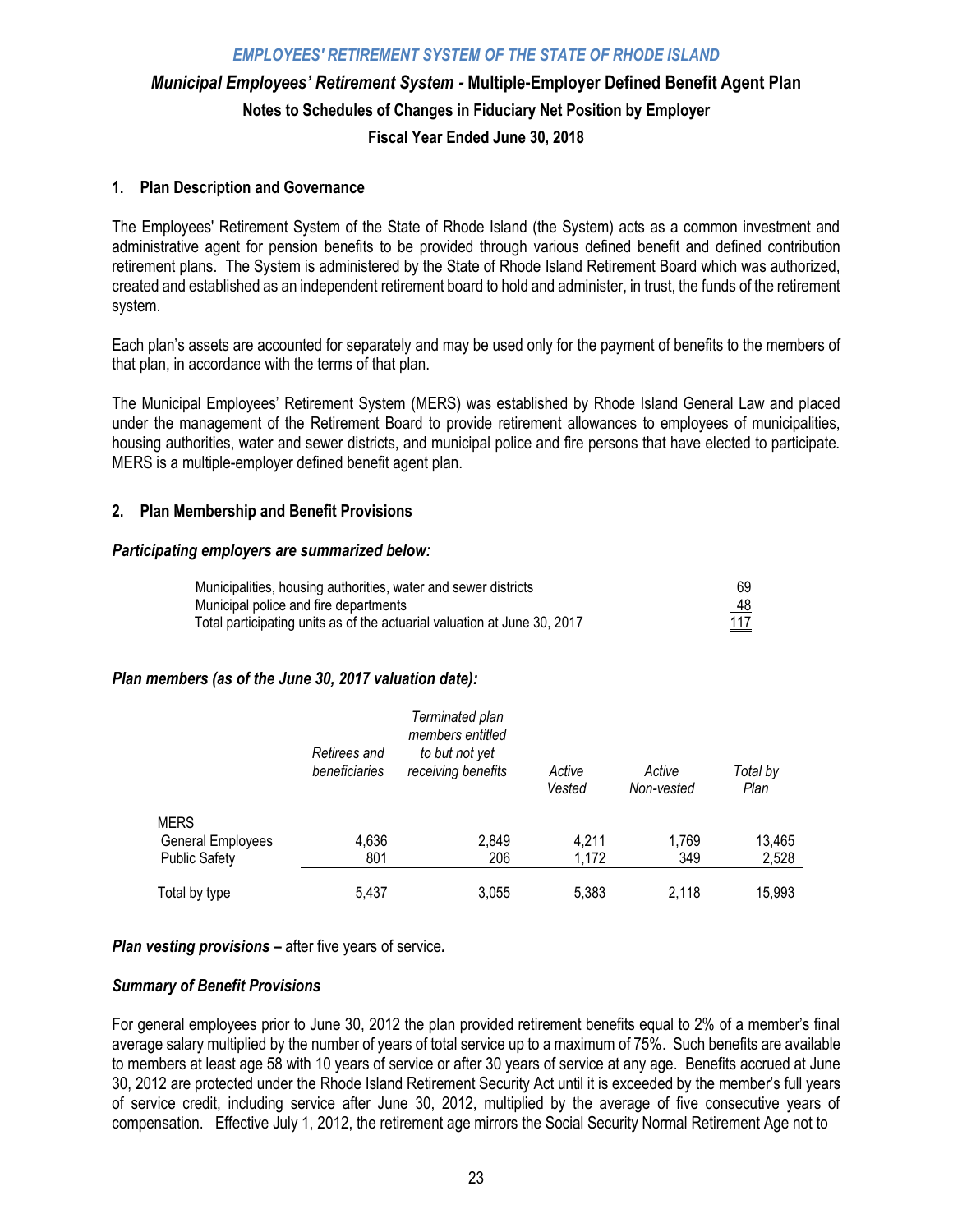# EMPLOYEES' RETIREMENT SYSTEM OF THE STATE OF RHODE ISLAND

## *Municipal Employees' Retirement System* - Multiple-Employer Defined Benefit Agent Plan

### Notes to Schedules of Changes in Fiduciary Net Position by Employer

### Fiscal Year Ended June 30, 2018

### 1. Plan Description and Governance

The Employees' Retirement System of the State of Rhode Island (the System) acts as a common investment and administrative agent for pension benefits to be provided through various defined benefit and defined contribution retirement plans. The System is administered by the State of Rhode Island Retirement Board which was authorized, created and established as an independent retirement board to hold and administer, in trust, the funds of the retirement system.

Each plan's assets are accounted for separately and may be used only for the payment of benefits to the members of that plan, in accordance with the terms of that plan.

The Municipal Employees' Retirement System (MERS) was established by Rhode Island General Law and placed under the management of the Retirement Board to provide retirement allowances to employees of municipalities, housing authorities, water and sewer districts, and municipal police and fire persons that have elected to participate. MERS is a multiple-employer defined benefit agent plan.

### 2. Plan Membership and Benefit Provisions

***Participating employers are summarized below:***

| | |
|---|---|
| Municipalities, housing authorities, water and sewer districts | 69 |
| Municipal police and fire departments | 48 |
| Total participating units as of the actuarial valuation at June 30, 2017 | 117 |

***Plan members (as of the June 30, 2017 valuation date):***

| | *Retirees and beneficiaries* | *Terminated plan members entitled to but not yet receiving benefits* | *Active Vested* | *Active Non-vested* | *Total by Plan* |
|---|---|---|---|---|---|
| MERS | | | | | |
| General Employees | 4,636 | 2,849 | 4,211 | 1,769 | 13,465 |
| Public Safety | 801 | 206 | 1,172 | 349 | 2,528 |
| Total by type | 5,437 | 3,055 | 5,383 | 2,118 | 15,993 |

***Plan vesting provisions –*** after five years of service.

***Summary of Benefit Provisions***

For general employees prior to June 30, 2012 the plan provided retirement benefits equal to 2% of a member's final average salary multiplied by the number of years of total service up to a maximum of 75%. Such benefits are available to members at least age 58 with 10 years of service or after 30 years of service at any age. Benefits accrued at June 30, 2012 are protected under the Rhode Island Retirement Security Act until it is exceeded by the member's full years of service credit, including service after June 30, 2012, multiplied by the average of five consecutive years of compensation. Effective July 1, 2012, the retirement age mirrors the Social Security Normal Retirement Age not to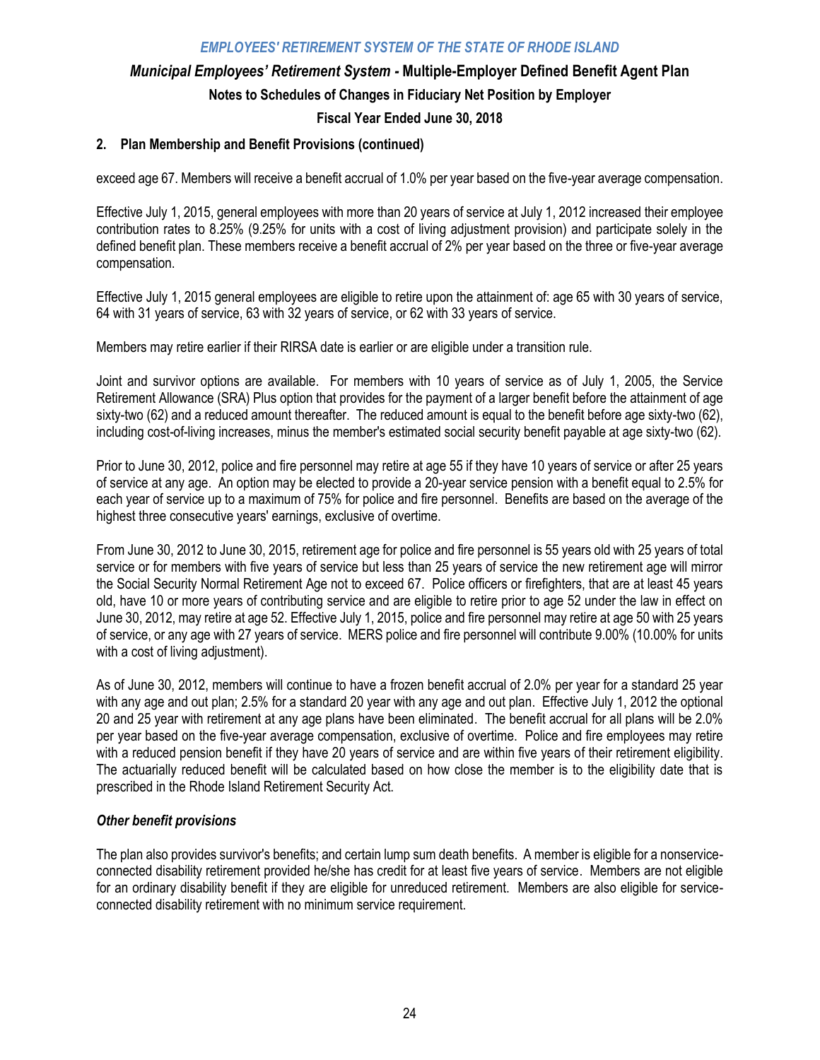## 2. Plan Membership and Benefit Provisions (continued)

exceed age 67. Members will receive a benefit accrual of 1.0% per year based on the five-year average compensation.

Effective July 1, 2015, general employees with more than 20 years of service at July 1, 2012 increased their employee contribution rates to 8.25% (9.25% for units with a cost of living adjustment provision) and participate solely in the defined benefit plan. These members receive a benefit accrual of 2% per year based on the three or five-year average compensation.

Effective July 1, 2015 general employees are eligible to retire upon the attainment of: age 65 with 30 years of service, 64 with 31 years of service, 63 with 32 years of service, or 62 with 33 years of service.

Members may retire earlier if their RIRSA date is earlier or are eligible under a transition rule.

Joint and survivor options are available. For members with 10 years of service as of July 1, 2005, the Service Retirement Allowance (SRA) Plus option that provides for the payment of a larger benefit before the attainment of age sixty-two (62) and a reduced amount thereafter. The reduced amount is equal to the benefit before age sixty-two (62), including cost-of-living increases, minus the member's estimated social security benefit payable at age sixty-two (62).

Prior to June 30, 2012, police and fire personnel may retire at age 55 if they have 10 years of service or after 25 years of service at any age. An option may be elected to provide a 20-year service pension with a benefit equal to 2.5% for each year of service up to a maximum of 75% for police and fire personnel. Benefits are based on the average of the highest three consecutive years' earnings, exclusive of overtime.

From June 30, 2012 to June 30, 2015, retirement age for police and fire personnel is 55 years old with 25 years of total service or for members with five years of service but less than 25 years of service the new retirement age will mirror the Social Security Normal Retirement Age not to exceed 67. Police officers or firefighters, that are at least 45 years old, have 10 or more years of contributing service and are eligible to retire prior to age 52 under the law in effect on June 30, 2012, may retire at age 52. Effective July 1, 2015, police and fire personnel may retire at age 50 with 25 years of service, or any age with 27 years of service. MERS police and fire personnel will contribute 9.00% (10.00% for units with a cost of living adjustment).

As of June 30, 2012, members will continue to have a frozen benefit accrual of 2.0% per year for a standard 25 year with any age and out plan; 2.5% for a standard 20 year with any age and out plan. Effective July 1, 2012 the optional 20 and 25 year with retirement at any age plans have been eliminated. The benefit accrual for all plans will be 2.0% per year based on the five-year average compensation, exclusive of overtime. Police and fire employees may retire with a reduced pension benefit if they have 20 years of service and are within five years of their retirement eligibility. The actuarially reduced benefit will be calculated based on how close the member is to the eligibility date that is prescribed in the Rhode Island Retirement Security Act.

### *Other benefit provisions*

The plan also provides survivor's benefits; and certain lump sum death benefits. A member is eligible for a nonservice-connected disability retirement provided he/she has credit for at least five years of service. Members are not eligible for an ordinary disability benefit if they are eligible for unreduced retirement. Members are also eligible for service-connected disability retirement with no minimum service requirement.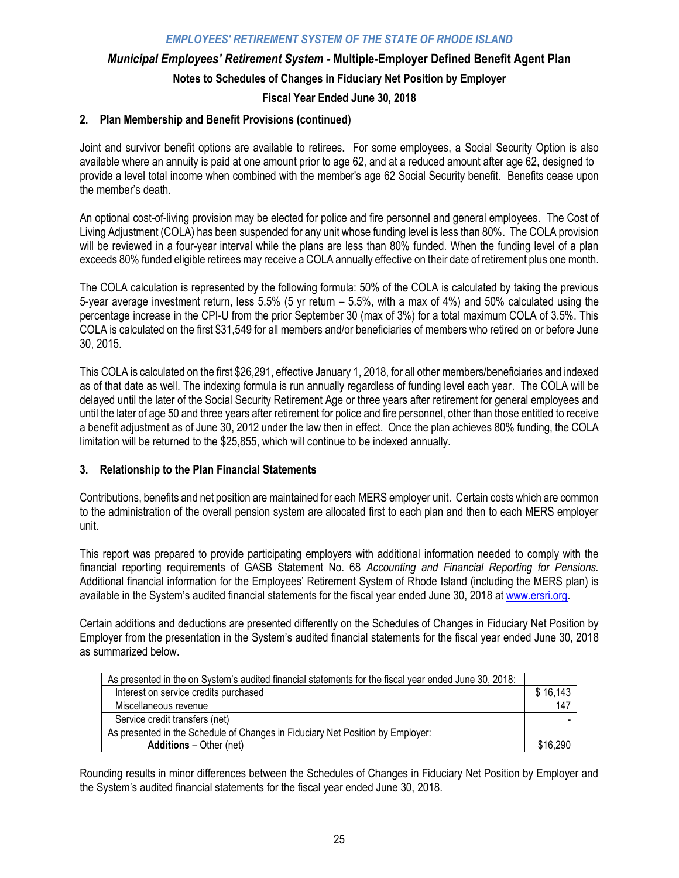## 2. Plan Membership and Benefit Provisions (continued)

Joint and survivor benefit options are available to retirees. For some employees, a Social Security Option is also available where an annuity is paid at one amount prior to age 62, and at a reduced amount after age 62, designed to provide a level total income when combined with the member's age 62 Social Security benefit. Benefits cease upon the member's death.

An optional cost-of-living provision may be elected for police and fire personnel and general employees. The Cost of Living Adjustment (COLA) has been suspended for any unit whose funding level is less than 80%. The COLA provision will be reviewed in a four-year interval while the plans are less than 80% funded. When the funding level of a plan exceeds 80% funded eligible retirees may receive a COLA annually effective on their date of retirement plus one month.

The COLA calculation is represented by the following formula: 50% of the COLA is calculated by taking the previous 5-year average investment return, less 5.5% (5 yr return – 5.5%, with a max of 4%) and 50% calculated using the percentage increase in the CPI-U from the prior September 30 (max of 3%) for a total maximum COLA of 3.5%. This COLA is calculated on the first $31,549 for all members and/or beneficiaries of members who retired on or before June 30, 2015.

This COLA is calculated on the first $26,291, effective January 1, 2018, for all other members/beneficiaries and indexed as of that date as well. The indexing formula is run annually regardless of funding level each year. The COLA will be delayed until the later of the Social Security Retirement Age or three years after retirement for general employees and until the later of age 50 and three years after retirement for police and fire personnel, other than those entitled to receive a benefit adjustment as of June 30, 2012 under the law then in effect. Once the plan achieves 80% funding, the COLA limitation will be returned to the $25,855, which will continue to be indexed annually.

## 3. Relationship to the Plan Financial Statements

Contributions, benefits and net position are maintained for each MERS employer unit. Certain costs which are common to the administration of the overall pension system are allocated first to each plan and then to each MERS employer unit.

This report was prepared to provide participating employers with additional information needed to comply with the financial reporting requirements of GASB Statement No. 68 *Accounting and Financial Reporting for Pensions.* Additional financial information for the Employees' Retirement System of Rhode Island (including the MERS plan) is available in the System's audited financial statements for the fiscal year ended June 30, 2018 at www.ersri.org.

Certain additions and deductions are presented differently on the Schedules of Changes in Fiduciary Net Position by Employer from the presentation in the System's audited financial statements for the fiscal year ended June 30, 2018 as summarized below.

| As presented in the on System's audited financial statements for the fiscal year ended June 30, 2018: | |
|---|---|
| Interest on service credits purchased | $ 16,143 |
| Miscellaneous revenue | 147 |
| Service credit transfers (net) | - |
| As presented in the Schedule of Changes in Fiduciary Net Position by Employer: **Additions** – Other (net) | $16,290 |

Rounding results in minor differences between the Schedules of Changes in Fiduciary Net Position by Employer and the System's audited financial statements for the fiscal year ended June 30, 2018.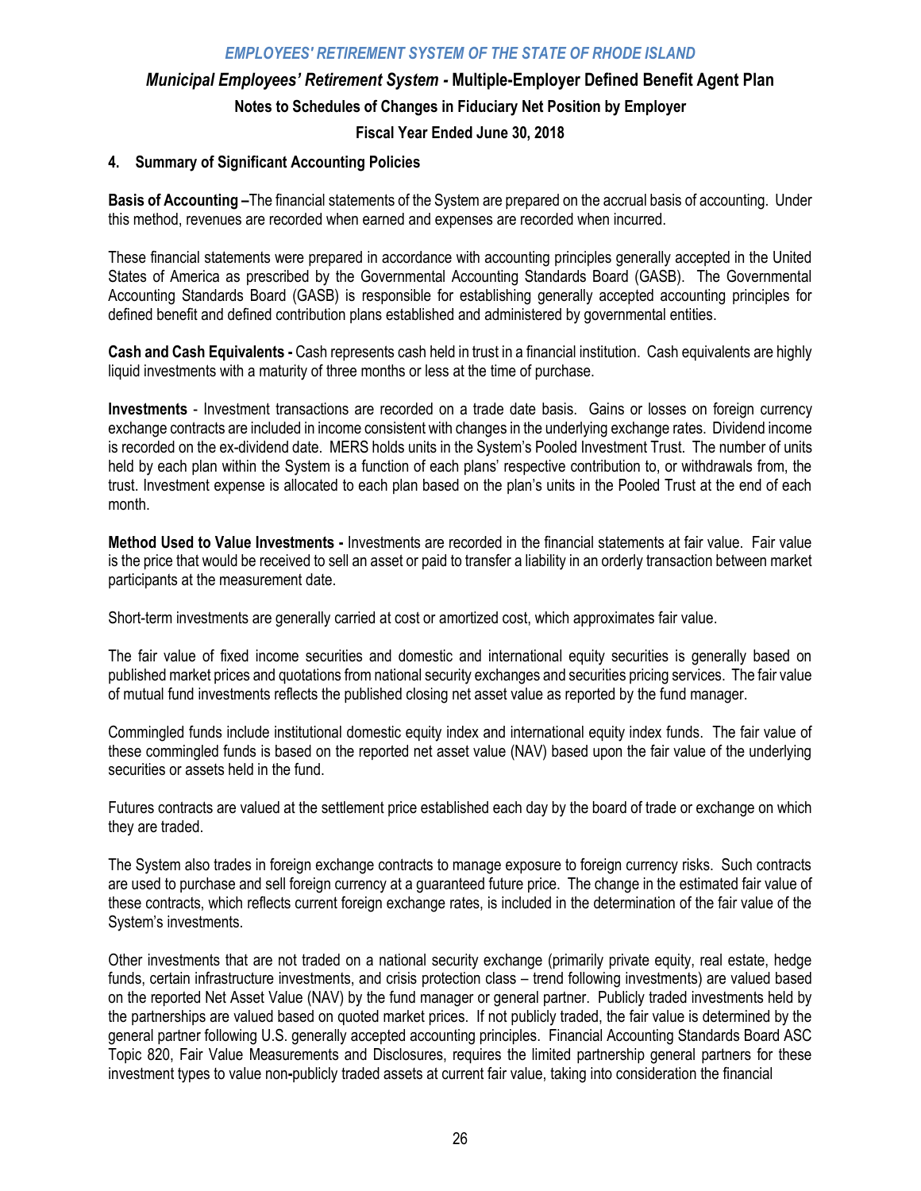## 4. Summary of Significant Accounting Policies

**Basis of Accounting –**The financial statements of the System are prepared on the accrual basis of accounting. Under this method, revenues are recorded when earned and expenses are recorded when incurred.

These financial statements were prepared in accordance with accounting principles generally accepted in the United States of America as prescribed by the Governmental Accounting Standards Board (GASB). The Governmental Accounting Standards Board (GASB) is responsible for establishing generally accepted accounting principles for defined benefit and defined contribution plans established and administered by governmental entities.

**Cash and Cash Equivalents -** Cash represents cash held in trust in a financial institution. Cash equivalents are highly liquid investments with a maturity of three months or less at the time of purchase.

**Investments** - Investment transactions are recorded on a trade date basis. Gains or losses on foreign currency exchange contracts are included in income consistent with changes in the underlying exchange rates. Dividend income is recorded on the ex-dividend date. MERS holds units in the System's Pooled Investment Trust. The number of units held by each plan within the System is a function of each plans' respective contribution to, or withdrawals from, the trust. Investment expense is allocated to each plan based on the plan's units in the Pooled Trust at the end of each month.

**Method Used to Value Investments -** Investments are recorded in the financial statements at fair value. Fair value is the price that would be received to sell an asset or paid to transfer a liability in an orderly transaction between market participants at the measurement date.

Short-term investments are generally carried at cost or amortized cost, which approximates fair value.

The fair value of fixed income securities and domestic and international equity securities is generally based on published market prices and quotations from national security exchanges and securities pricing services. The fair value of mutual fund investments reflects the published closing net asset value as reported by the fund manager.

Commingled funds include institutional domestic equity index and international equity index funds. The fair value of these commingled funds is based on the reported net asset value (NAV) based upon the fair value of the underlying securities or assets held in the fund.

Futures contracts are valued at the settlement price established each day by the board of trade or exchange on which they are traded.

The System also trades in foreign exchange contracts to manage exposure to foreign currency risks. Such contracts are used to purchase and sell foreign currency at a guaranteed future price. The change in the estimated fair value of these contracts, which reflects current foreign exchange rates, is included in the determination of the fair value of the System's investments.

Other investments that are not traded on a national security exchange (primarily private equity, real estate, hedge funds, certain infrastructure investments, and crisis protection class – trend following investments) are valued based on the reported Net Asset Value (NAV) by the fund manager or general partner. Publicly traded investments held by the partnerships are valued based on quoted market prices. If not publicly traded, the fair value is determined by the general partner following U.S. generally accepted accounting principles. Financial Accounting Standards Board ASC Topic 820, Fair Value Measurements and Disclosures, requires the limited partnership general partners for these investment types to value non-publicly traded assets at current fair value, taking into consideration the financial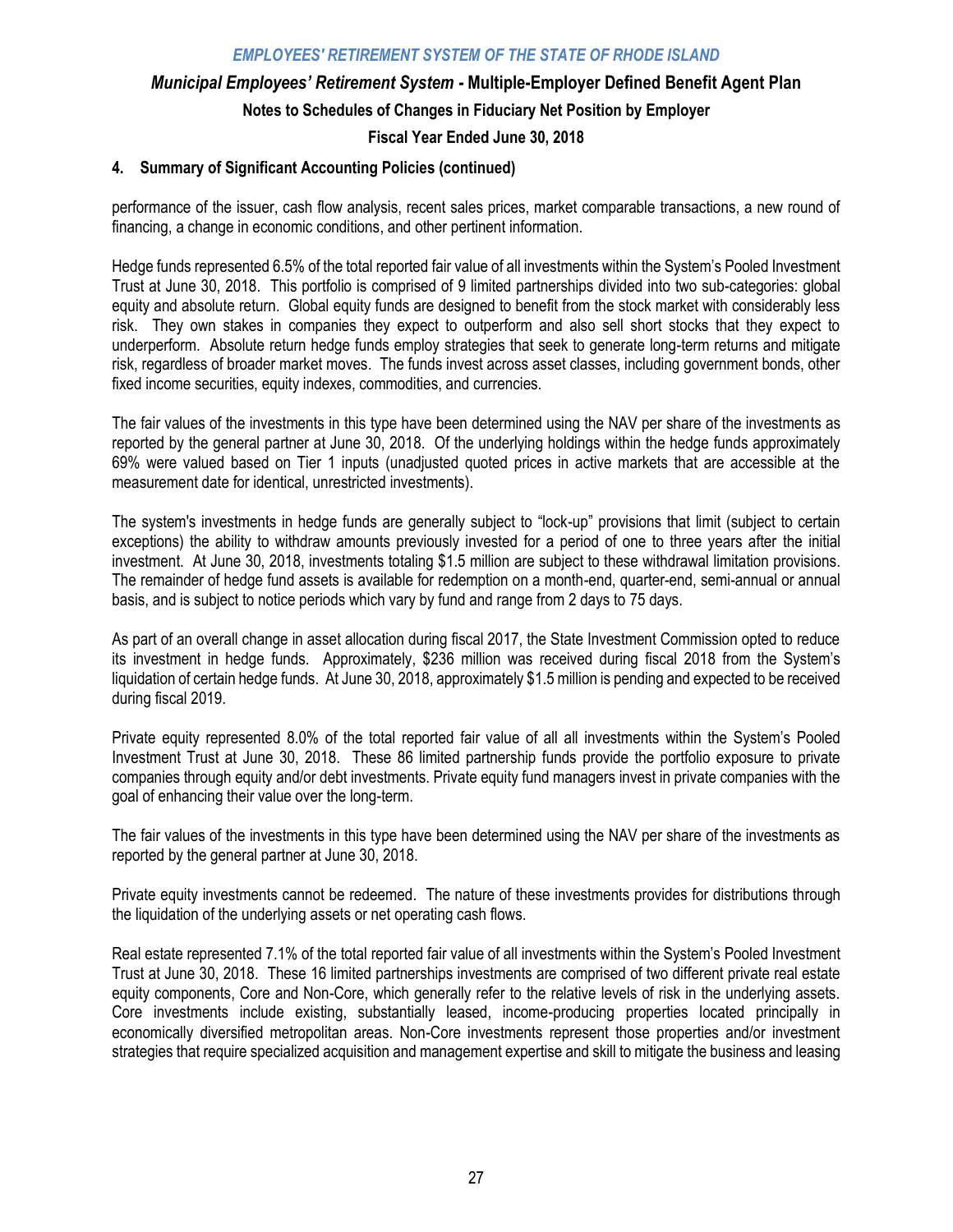### 4. Summary of Significant Accounting Policies (continued)

performance of the issuer, cash flow analysis, recent sales prices, market comparable transactions, a new round of financing, a change in economic conditions, and other pertinent information.

Hedge funds represented 6.5% of the total reported fair value of all investments within the System's Pooled Investment Trust at June 30, 2018. This portfolio is comprised of 9 limited partnerships divided into two sub-categories: global equity and absolute return. Global equity funds are designed to benefit from the stock market with considerably less risk. They own stakes in companies they expect to outperform and also sell short stocks that they expect to underperform. Absolute return hedge funds employ strategies that seek to generate long-term returns and mitigate risk, regardless of broader market moves. The funds invest across asset classes, including government bonds, other fixed income securities, equity indexes, commodities, and currencies.

The fair values of the investments in this type have been determined using the NAV per share of the investments as reported by the general partner at June 30, 2018. Of the underlying holdings within the hedge funds approximately 69% were valued based on Tier 1 inputs (unadjusted quoted prices in active markets that are accessible at the measurement date for identical, unrestricted investments).

The system's investments in hedge funds are generally subject to "lock-up" provisions that limit (subject to certain exceptions) the ability to withdraw amounts previously invested for a period of one to three years after the initial investment. At June 30, 2018, investments totaling \$1.5 million are subject to these withdrawal limitation provisions. The remainder of hedge fund assets is available for redemption on a month-end, quarter-end, semi-annual or annual basis, and is subject to notice periods which vary by fund and range from 2 days to 75 days.

As part of an overall change in asset allocation during fiscal 2017, the State Investment Commission opted to reduce its investment in hedge funds. Approximately, \$236 million was received during fiscal 2018 from the System's liquidation of certain hedge funds. At June 30, 2018, approximately \$1.5 million is pending and expected to be received during fiscal 2019.

Private equity represented 8.0% of the total reported fair value of all all investments within the System's Pooled Investment Trust at June 30, 2018. These 86 limited partnership funds provide the portfolio exposure to private companies through equity and/or debt investments. Private equity fund managers invest in private companies with the goal of enhancing their value over the long-term.

The fair values of the investments in this type have been determined using the NAV per share of the investments as reported by the general partner at June 30, 2018.

Private equity investments cannot be redeemed. The nature of these investments provides for distributions through the liquidation of the underlying assets or net operating cash flows.

Real estate represented 7.1% of the total reported fair value of all investments within the System's Pooled Investment Trust at June 30, 2018. These 16 limited partnerships investments are comprised of two different private real estate equity components, Core and Non-Core, which generally refer to the relative levels of risk in the underlying assets. Core investments include existing, substantially leased, income-producing properties located principally in economically diversified metropolitan areas. Non-Core investments represent those properties and/or investment strategies that require specialized acquisition and management expertise and skill to mitigate the business and leasing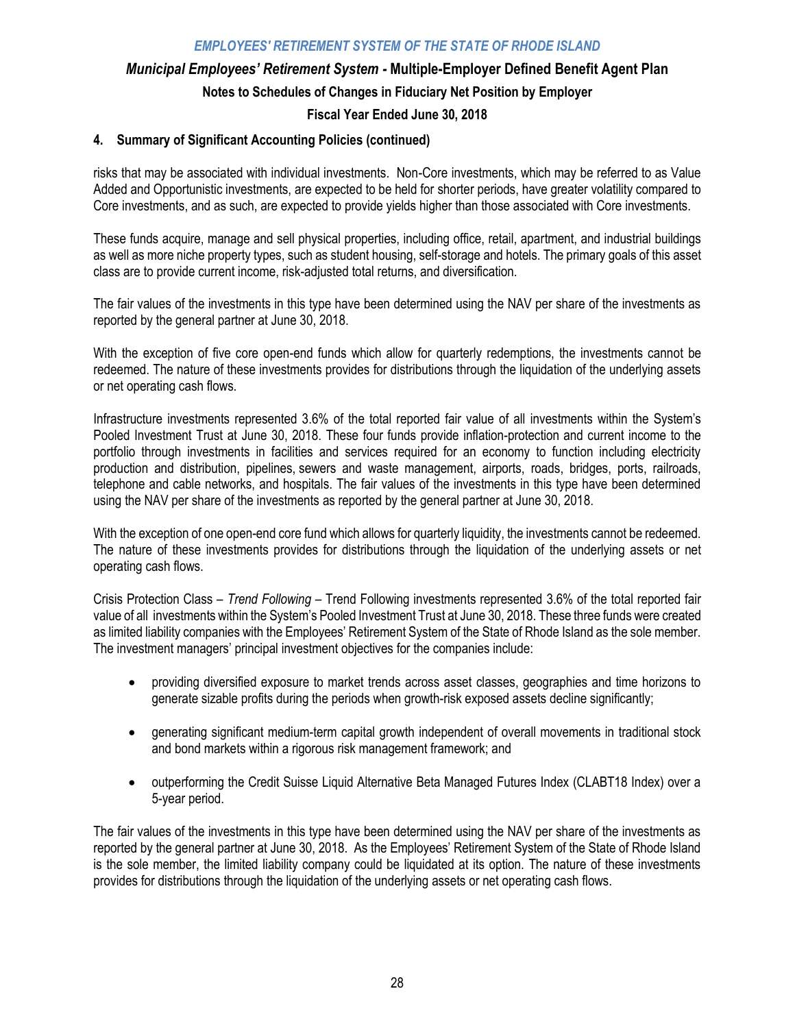### 4. Summary of Significant Accounting Policies (continued)

risks that may be associated with individual investments. Non-Core investments, which may be referred to as Value Added and Opportunistic investments, are expected to be held for shorter periods, have greater volatility compared to Core investments, and as such, are expected to provide yields higher than those associated with Core investments.

These funds acquire, manage and sell physical properties, including office, retail, apartment, and industrial buildings as well as more niche property types, such as student housing, self-storage and hotels. The primary goals of this asset class are to provide current income, risk-adjusted total returns, and diversification.

The fair values of the investments in this type have been determined using the NAV per share of the investments as reported by the general partner at June 30, 2018.

With the exception of five core open-end funds which allow for quarterly redemptions, the investments cannot be redeemed. The nature of these investments provides for distributions through the liquidation of the underlying assets or net operating cash flows.

Infrastructure investments represented 3.6% of the total reported fair value of all investments within the System's Pooled Investment Trust at June 30, 2018. These four funds provide inflation-protection and current income to the portfolio through investments in facilities and services required for an economy to function including electricity production and distribution, pipelines, sewers and waste management, airports, roads, bridges, ports, railroads, telephone and cable networks, and hospitals. The fair values of the investments in this type have been determined using the NAV per share of the investments as reported by the general partner at June 30, 2018.

With the exception of one open-end core fund which allows for quarterly liquidity, the investments cannot be redeemed. The nature of these investments provides for distributions through the liquidation of the underlying assets or net operating cash flows.

Crisis Protection Class – *Trend Following* – Trend Following investments represented 3.6% of the total reported fair value of all investments within the System's Pooled Investment Trust at June 30, 2018. These three funds were created as limited liability companies with the Employees' Retirement System of the State of Rhode Island as the sole member. The investment managers' principal investment objectives for the companies include:

- providing diversified exposure to market trends across asset classes, geographies and time horizons to generate sizable profits during the periods when growth-risk exposed assets decline significantly;
- generating significant medium-term capital growth independent of overall movements in traditional stock and bond markets within a rigorous risk management framework; and
- outperforming the Credit Suisse Liquid Alternative Beta Managed Futures Index (CLABT18 Index) over a 5-year period.

The fair values of the investments in this type have been determined using the NAV per share of the investments as reported by the general partner at June 30, 2018. As the Employees' Retirement System of the State of Rhode Island is the sole member, the limited liability company could be liquidated at its option. The nature of these investments provides for distributions through the liquidation of the underlying assets or net operating cash flows.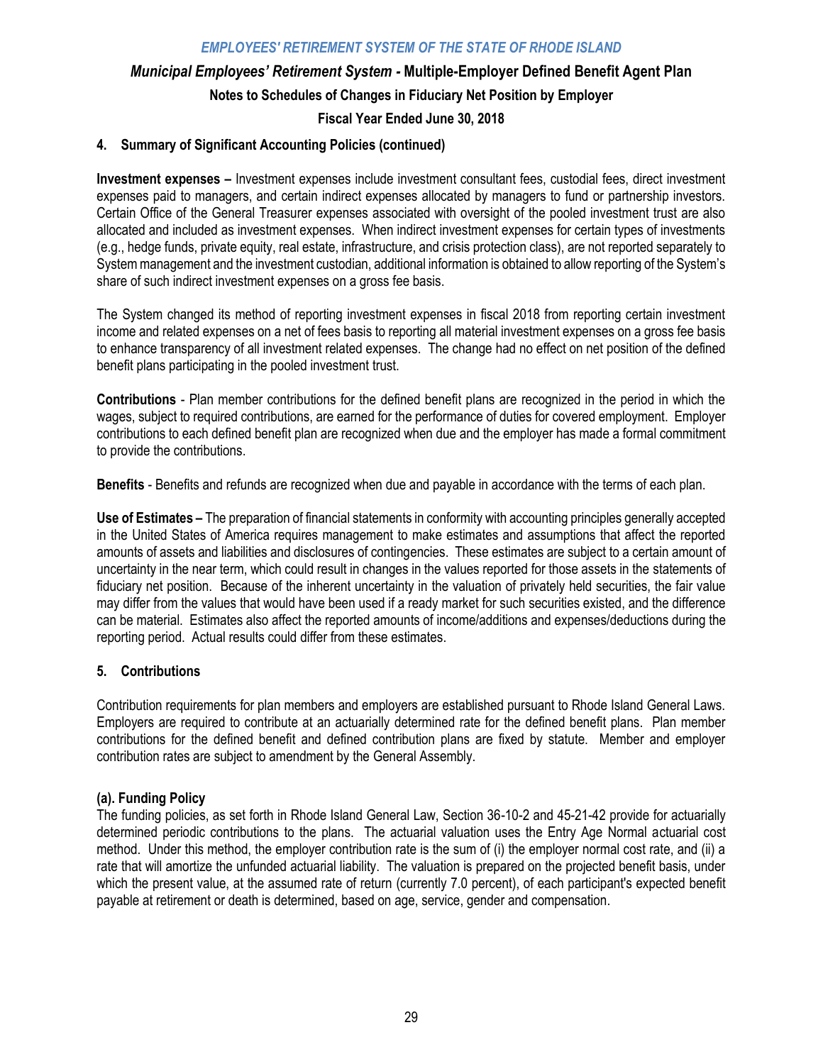#### 4. Summary of Significant Accounting Policies (continued)

**Investment expenses –** Investment expenses include investment consultant fees, custodial fees, direct investment expenses paid to managers, and certain indirect expenses allocated by managers to fund or partnership investors. Certain Office of the General Treasurer expenses associated with oversight of the pooled investment trust are also allocated and included as investment expenses. When indirect investment expenses for certain types of investments (e.g., hedge funds, private equity, real estate, infrastructure, and crisis protection class), are not reported separately to System management and the investment custodian, additional information is obtained to allow reporting of the System's share of such indirect investment expenses on a gross fee basis.

The System changed its method of reporting investment expenses in fiscal 2018 from reporting certain investment income and related expenses on a net of fees basis to reporting all material investment expenses on a gross fee basis to enhance transparency of all investment related expenses. The change had no effect on net position of the defined benefit plans participating in the pooled investment trust.

**Contributions** - Plan member contributions for the defined benefit plans are recognized in the period in which the wages, subject to required contributions, are earned for the performance of duties for covered employment. Employer contributions to each defined benefit plan are recognized when due and the employer has made a formal commitment to provide the contributions.

**Benefits** - Benefits and refunds are recognized when due and payable in accordance with the terms of each plan.

**Use of Estimates –** The preparation of financial statements in conformity with accounting principles generally accepted in the United States of America requires management to make estimates and assumptions that affect the reported amounts of assets and liabilities and disclosures of contingencies. These estimates are subject to a certain amount of uncertainty in the near term, which could result in changes in the values reported for those assets in the statements of fiduciary net position. Because of the inherent uncertainty in the valuation of privately held securities, the fair value may differ from the values that would have been used if a ready market for such securities existed, and the difference can be material. Estimates also affect the reported amounts of income/additions and expenses/deductions during the reporting period. Actual results could differ from these estimates.

#### 5. Contributions

Contribution requirements for plan members and employers are established pursuant to Rhode Island General Laws. Employers are required to contribute at an actuarially determined rate for the defined benefit plans. Plan member contributions for the defined benefit and defined contribution plans are fixed by statute. Member and employer contribution rates are subject to amendment by the General Assembly.

##### (a). Funding Policy

The funding policies, as set forth in Rhode Island General Law, Section 36-10-2 and 45-21-42 provide for actuarially determined periodic contributions to the plans. The actuarial valuation uses the Entry Age Normal actuarial cost method. Under this method, the employer contribution rate is the sum of (i) the employer normal cost rate, and (ii) a rate that will amortize the unfunded actuarial liability. The valuation is prepared on the projected benefit basis, under which the present value, at the assumed rate of return (currently 7.0 percent), of each participant's expected benefit payable at retirement or death is determined, based on age, service, gender and compensation.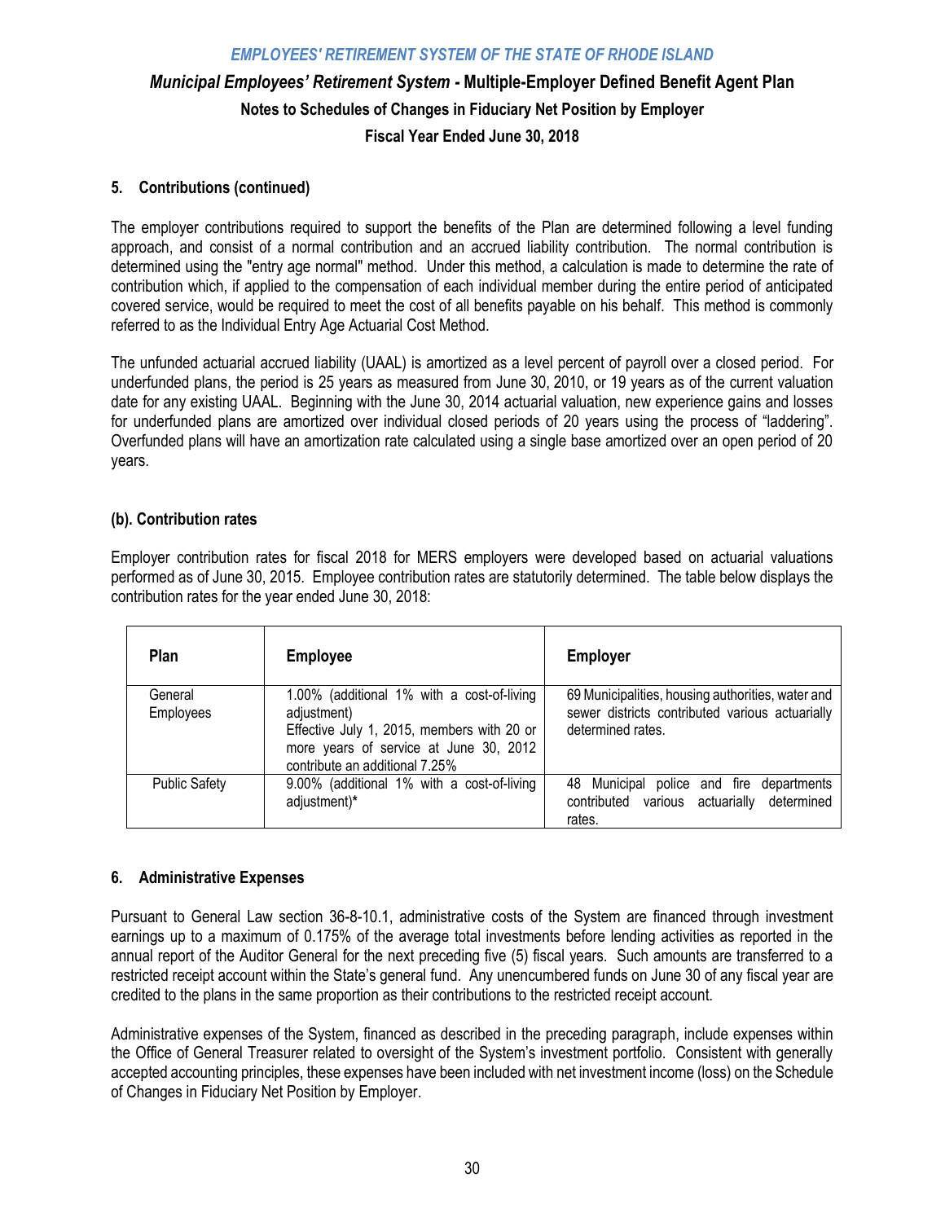### 5. Contributions (continued)

The employer contributions required to support the benefits of the Plan are determined following a level funding approach, and consist of a normal contribution and an accrued liability contribution. The normal contribution is determined using the "entry age normal" method. Under this method, a calculation is made to determine the rate of contribution which, if applied to the compensation of each individual member during the entire period of anticipated covered service, would be required to meet the cost of all benefits payable on his behalf. This method is commonly referred to as the Individual Entry Age Actuarial Cost Method.

The unfunded actuarial accrued liability (UAAL) is amortized as a level percent of payroll over a closed period. For underfunded plans, the period is 25 years as measured from June 30, 2010, or 19 years as of the current valuation date for any existing UAAL. Beginning with the June 30, 2014 actuarial valuation, new experience gains and losses for underfunded plans are amortized over individual closed periods of 20 years using the process of "laddering". Overfunded plans will have an amortization rate calculated using a single base amortized over an open period of 20 years.

### (b). Contribution rates

Employer contribution rates for fiscal 2018 for MERS employers were developed based on actuarial valuations performed as of June 30, 2015. Employee contribution rates are statutorily determined. The table below displays the contribution rates for the year ended June 30, 2018:

| Plan | Employee | Employer |
|---|---|---|
| General Employees | 1.00% (additional 1% with a cost-of-living adjustment)<br>Effective July 1, 2015, members with 20 or more years of service at June 30, 2012 contribute an additional 7.25% | 69 Municipalities, housing authorities, water and sewer districts contributed various actuarially determined rates. |
| Public Safety | 9.00% (additional 1% with a cost-of-living adjustment)* | 48 Municipal police and fire departments contributed various actuarially determined rates. |

### 6. Administrative Expenses

Pursuant to General Law section 36-8-10.1, administrative costs of the System are financed through investment earnings up to a maximum of 0.175% of the average total investments before lending activities as reported in the annual report of the Auditor General for the next preceding five (5) fiscal years. Such amounts are transferred to a restricted receipt account within the State's general fund. Any unencumbered funds on June 30 of any fiscal year are credited to the plans in the same proportion as their contributions to the restricted receipt account.

Administrative expenses of the System, financed as described in the preceding paragraph, include expenses within the Office of General Treasurer related to oversight of the System's investment portfolio. Consistent with generally accepted accounting principles, these expenses have been included with net investment income (loss) on the Schedule of Changes in Fiduciary Net Position by Employer.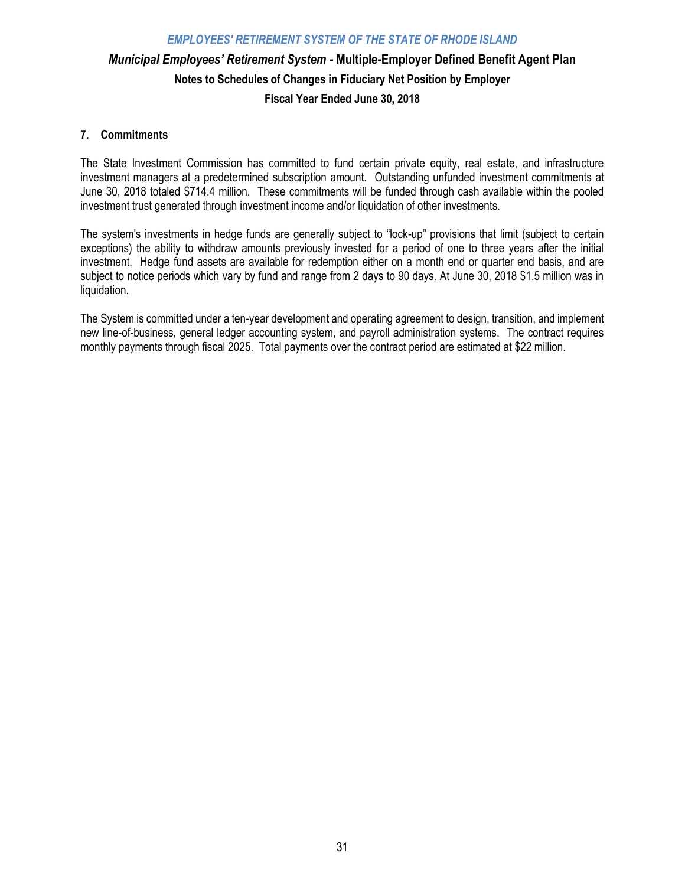## 7. Commitments

The State Investment Commission has committed to fund certain private equity, real estate, and infrastructure investment managers at a predetermined subscription amount. Outstanding unfunded investment commitments at June 30, 2018 totaled $714.4 million. These commitments will be funded through cash available within the pooled investment trust generated through investment income and/or liquidation of other investments.

The system's investments in hedge funds are generally subject to "lock-up" provisions that limit (subject to certain exceptions) the ability to withdraw amounts previously invested for a period of one to three years after the initial investment. Hedge fund assets are available for redemption either on a month end or quarter end basis, and are subject to notice periods which vary by fund and range from 2 days to 90 days. At June 30, 2018 $1.5 million was in liquidation.

The System is committed under a ten-year development and operating agreement to design, transition, and implement new line-of-business, general ledger accounting system, and payroll administration systems. The contract requires monthly payments through fiscal 2025. Total payments over the contract period are estimated at $22 million.